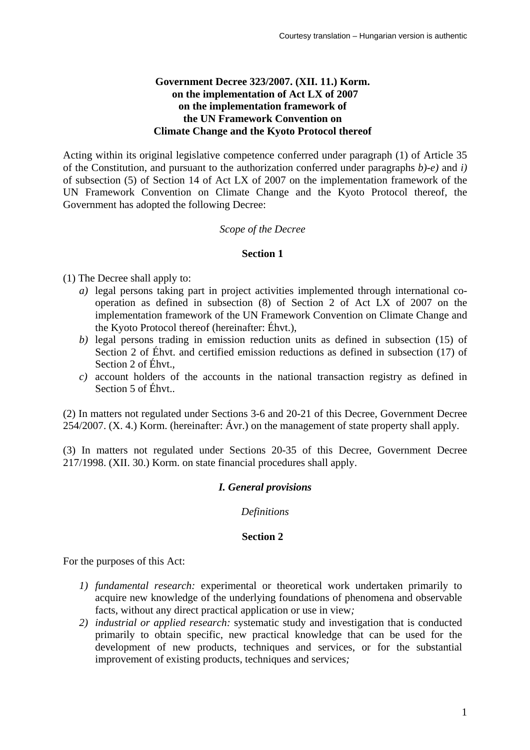# Government Decree 323/2007. (XII. 11.) Korm. on the implementation of Act LX of 2007 on the implementation framework of the UN Framework Convention on Climate Change and the Kyoto Protocol thereof

Acting within its original legislative competence conferred under paragraph (1) of Article 35 of the Constitution, and pursuant to the authorization conferred under paragraphs *b)-e)* and *i)* of subsection (5) of Section 14 of Act LX of 2007 on the implementation framework of the UN Framework Convention on Climate Change and the Kyoto Protocol thereof, the Government has adopted the following Decree:

*Scope of the Decree*

**Section 1**

(1) The Decree shall apply to:

- *a)* legal persons taking part in project activities implemented through international co-operation as defined in subsection (8) of Section 2 of Act LX of 2007 on the implementation framework of the UN Framework Convention on Climate Change and the Kyoto Protocol thereof (hereinafter: Éhvt.),
- *b)* legal persons trading in emission reduction units as defined in subsection (15) of Section 2 of Éhvt. and certified emission reductions as defined in subsection (17) of Section 2 of Éhvt.,
- *c)* account holders of the accounts in the national transaction registry as defined in Section 5 of Éhvt..

(2) In matters not regulated under Sections 3-6 and 20-21 of this Decree, Government Decree 254/2007. (X. 4.) Korm. (hereinafter: Ávr.) on the management of state property shall apply.

(3) In matters not regulated under Sections 20-35 of this Decree, Government Decree 217/1998. (XII. 30.) Korm. on state financial procedures shall apply.

## *I. General provisions*

*Definitions*

**Section 2**

For the purposes of this Act:

1) *fundamental research:* experimental or theoretical work undertaken primarily to acquire new knowledge of the underlying foundations of phenomena and observable facts, without any direct practical application or use in view*;*
2) *industrial or applied research:* systematic study and investigation that is conducted primarily to obtain specific, new practical knowledge that can be used for the development of new products, techniques and services, or for the substantial improvement of existing products, techniques and services*;*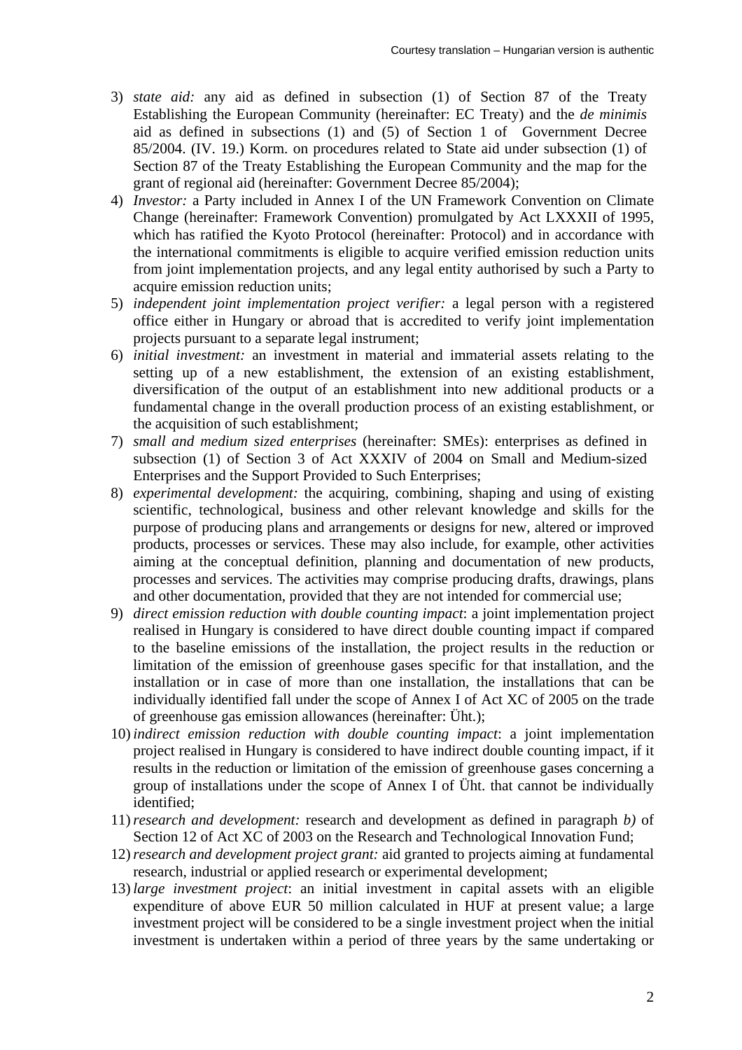3) *state aid:* any aid as defined in subsection (1) of Section 87 of the Treaty Establishing the European Community (hereinafter: EC Treaty) and the *de minimis* aid as defined in subsections (1) and (5) of Section 1 of Government Decree 85/2004. (IV. 19.) Korm. on procedures related to State aid under subsection (1) of Section 87 of the Treaty Establishing the European Community and the map for the grant of regional aid (hereinafter: Government Decree 85/2004);
4) *Investor:* a Party included in Annex I of the UN Framework Convention on Climate Change (hereinafter: Framework Convention) promulgated by Act LXXXII of 1995, which has ratified the Kyoto Protocol (hereinafter: Protocol) and in accordance with the international commitments is eligible to acquire verified emission reduction units from joint implementation projects, and any legal entity authorised by such a Party to acquire emission reduction units;
5) *independent joint implementation project verifier:* a legal person with a registered office either in Hungary or abroad that is accredited to verify joint implementation projects pursuant to a separate legal instrument;
6) *initial investment:* an investment in material and immaterial assets relating to the setting up of a new establishment, the extension of an existing establishment, diversification of the output of an establishment into new additional products or a fundamental change in the overall production process of an existing establishment, or the acquisition of such establishment;
7) *small and medium sized enterprises* (hereinafter: SMEs): enterprises as defined in subsection (1) of Section 3 of Act XXXIV of 2004 on Small and Medium-sized Enterprises and the Support Provided to Such Enterprises;
8) *experimental development:* the acquiring, combining, shaping and using of existing scientific, technological, business and other relevant knowledge and skills for the purpose of producing plans and arrangements or designs for new, altered or improved products, processes or services. These may also include, for example, other activities aiming at the conceptual definition, planning and documentation of new products, processes and services. The activities may comprise producing drafts, drawings, plans and other documentation, provided that they are not intended for commercial use;
9) *direct emission reduction with double counting impact*: a joint implementation project realised in Hungary is considered to have direct double counting impact if compared to the baseline emissions of the installation, the project results in the reduction or limitation of the emission of greenhouse gases specific for that installation, and the installation or in case of more than one installation, the installations that can be individually identified fall under the scope of Annex I of Act XC of 2005 on the trade of greenhouse gas emission allowances (hereinafter: Üht.);
10) *indirect emission reduction with double counting impact*: a joint implementation project realised in Hungary is considered to have indirect double counting impact, if it results in the reduction or limitation of the emission of greenhouse gases concerning a group of installations under the scope of Annex I of Üht. that cannot be individually identified;
11) *research and development:* research and development as defined in paragraph *b)* of Section 12 of Act XC of 2003 on the Research and Technological Innovation Fund;
12) *research and development project grant:* aid granted to projects aiming at fundamental research, industrial or applied research or experimental development;
13) *large investment project*: an initial investment in capital assets with an eligible expenditure of above EUR 50 million calculated in HUF at present value; a large investment project will be considered to be a single investment project when the initial investment is undertaken within a period of three years by the same undertaking or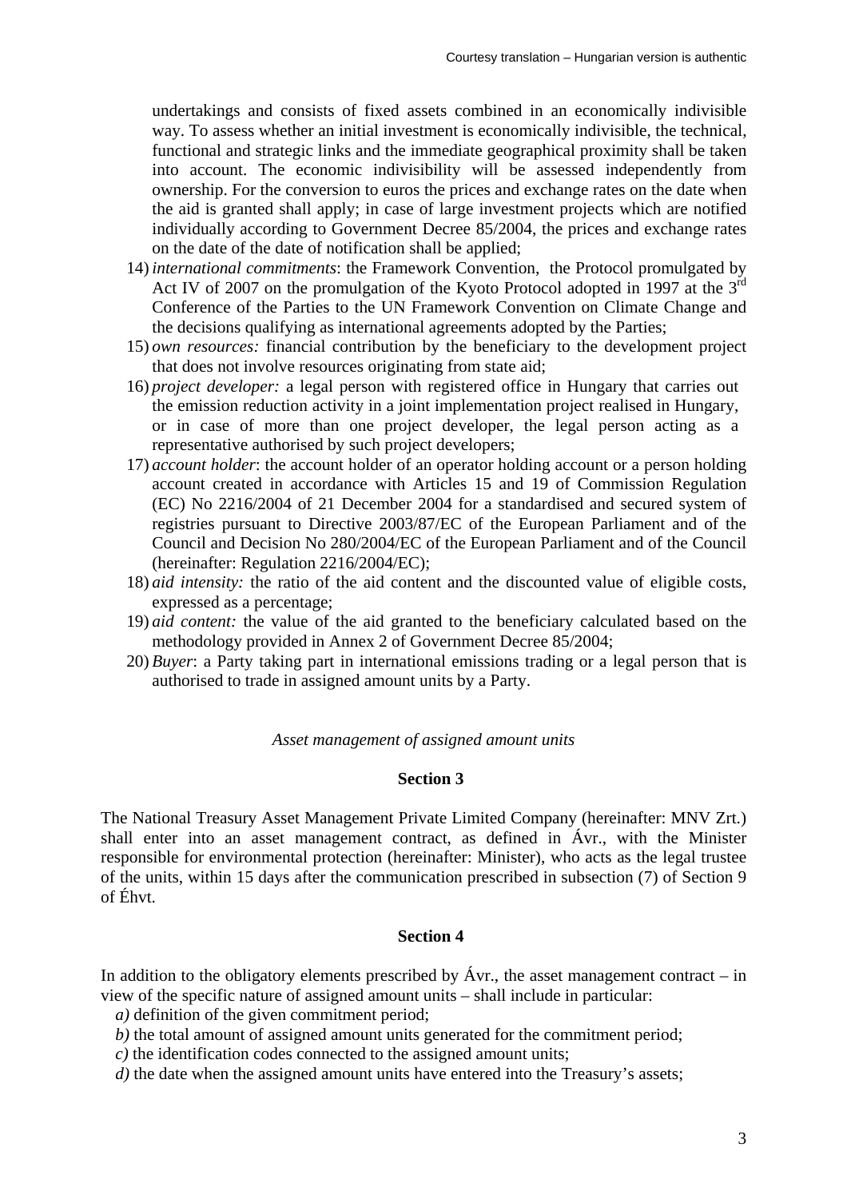undertakings and consists of fixed assets combined in an economically indivisible way. To assess whether an initial investment is economically indivisible, the technical, functional and strategic links and the immediate geographical proximity shall be taken into account. The economic indivisibility will be assessed independently from ownership. For the conversion to euros the prices and exchange rates on the date when the aid is granted shall apply; in case of large investment projects which are notified individually according to Government Decree 85/2004, the prices and exchange rates on the date of the date of notification shall be applied;

14) *international commitments*: the Framework Convention, the Protocol promulgated by Act IV of 2007 on the promulgation of the Kyoto Protocol adopted in 1997 at the 3rd Conference of the Parties to the UN Framework Convention on Climate Change and the decisions qualifying as international agreements adopted by the Parties;

15) *own resources:* financial contribution by the beneficiary to the development project that does not involve resources originating from state aid;

16) *project developer:* a legal person with registered office in Hungary that carries out the emission reduction activity in a joint implementation project realised in Hungary, or in case of more than one project developer, the legal person acting as a representative authorised by such project developers;

17) *account holder*: the account holder of an operator holding account or a person holding account created in accordance with Articles 15 and 19 of Commission Regulation (EC) No 2216/2004 of 21 December 2004 for a standardised and secured system of registries pursuant to Directive 2003/87/EC of the European Parliament and of the Council and Decision No 280/2004/EC of the European Parliament and of the Council (hereinafter: Regulation 2216/2004/EC);

18) *aid intensity:* the ratio of the aid content and the discounted value of eligible costs, expressed as a percentage;

19) *aid content:* the value of the aid granted to the beneficiary calculated based on the methodology provided in Annex 2 of Government Decree 85/2004;

20) *Buyer*: a Party taking part in international emissions trading or a legal person that is authorised to trade in assigned amount units by a Party.

*Asset management of assigned amount units*

**Section 3**

The National Treasury Asset Management Private Limited Company (hereinafter: MNV Zrt.) shall enter into an asset management contract, as defined in Ávr., with the Minister responsible for environmental protection (hereinafter: Minister), who acts as the legal trustee of the units, within 15 days after the communication prescribed in subsection (7) of Section 9 of Éhvt.

**Section 4**

In addition to the obligatory elements prescribed by Ávr., the asset management contract – in view of the specific nature of assigned amount units – shall include in particular:

*a)* definition of the given commitment period;

*b)* the total amount of assigned amount units generated for the commitment period;

*c)* the identification codes connected to the assigned amount units;

*d)* the date when the assigned amount units have entered into the Treasury's assets;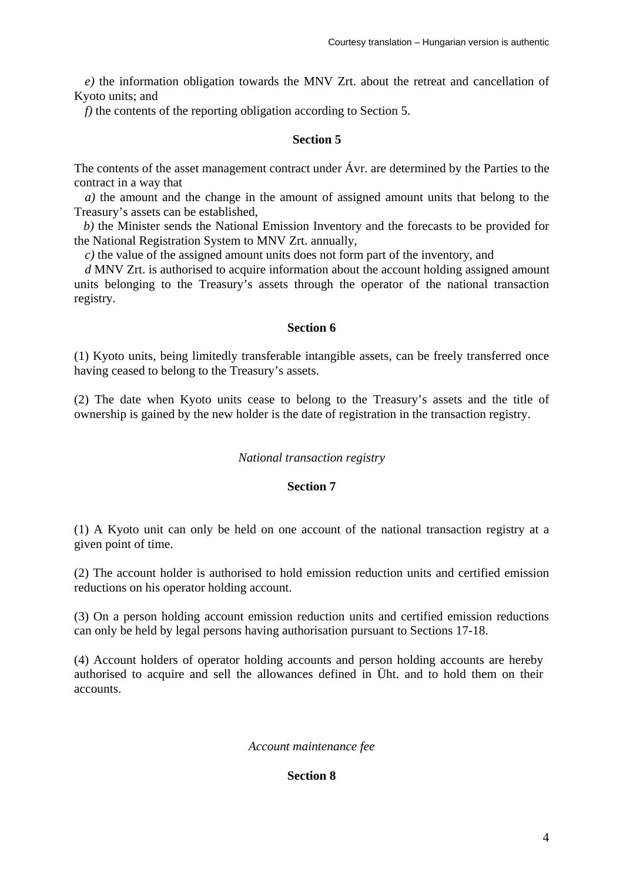*e)* the information obligation towards the MNV Zrt. about the retreat and cancellation of Kyoto units; and

*f)* the contents of the reporting obligation according to Section 5.

**Section 5**

The contents of the asset management contract under Ávr. are determined by the Parties to the contract in a way that

*a)* the amount and the change in the amount of assigned amount units that belong to the Treasury's assets can be established,

*b)* the Minister sends the National Emission Inventory and the forecasts to be provided for the National Registration System to MNV Zrt. annually,

*c)* the value of the assigned amount units does not form part of the inventory, and

*d* MNV Zrt. is authorised to acquire information about the account holding assigned amount units belonging to the Treasury's assets through the operator of the national transaction registry.

**Section 6**

(1) Kyoto units, being limitedly transferable intangible assets, can be freely transferred once having ceased to belong to the Treasury's assets.

(2) The date when Kyoto units cease to belong to the Treasury's assets and the title of ownership is gained by the new holder is the date of registration in the transaction registry.

*National transaction registry*

**Section 7**

(1) A Kyoto unit can only be held on one account of the national transaction registry at a given point of time.

(2) The account holder is authorised to hold emission reduction units and certified emission reductions on his operator holding account.

(3) On a person holding account emission reduction units and certified emission reductions can only be held by legal persons having authorisation pursuant to Sections 17-18.

(4) Account holders of operator holding accounts and person holding accounts are hereby authorised to acquire and sell the allowances defined in Üht. and to hold them on their accounts.

*Account maintenance fee*

**Section 8**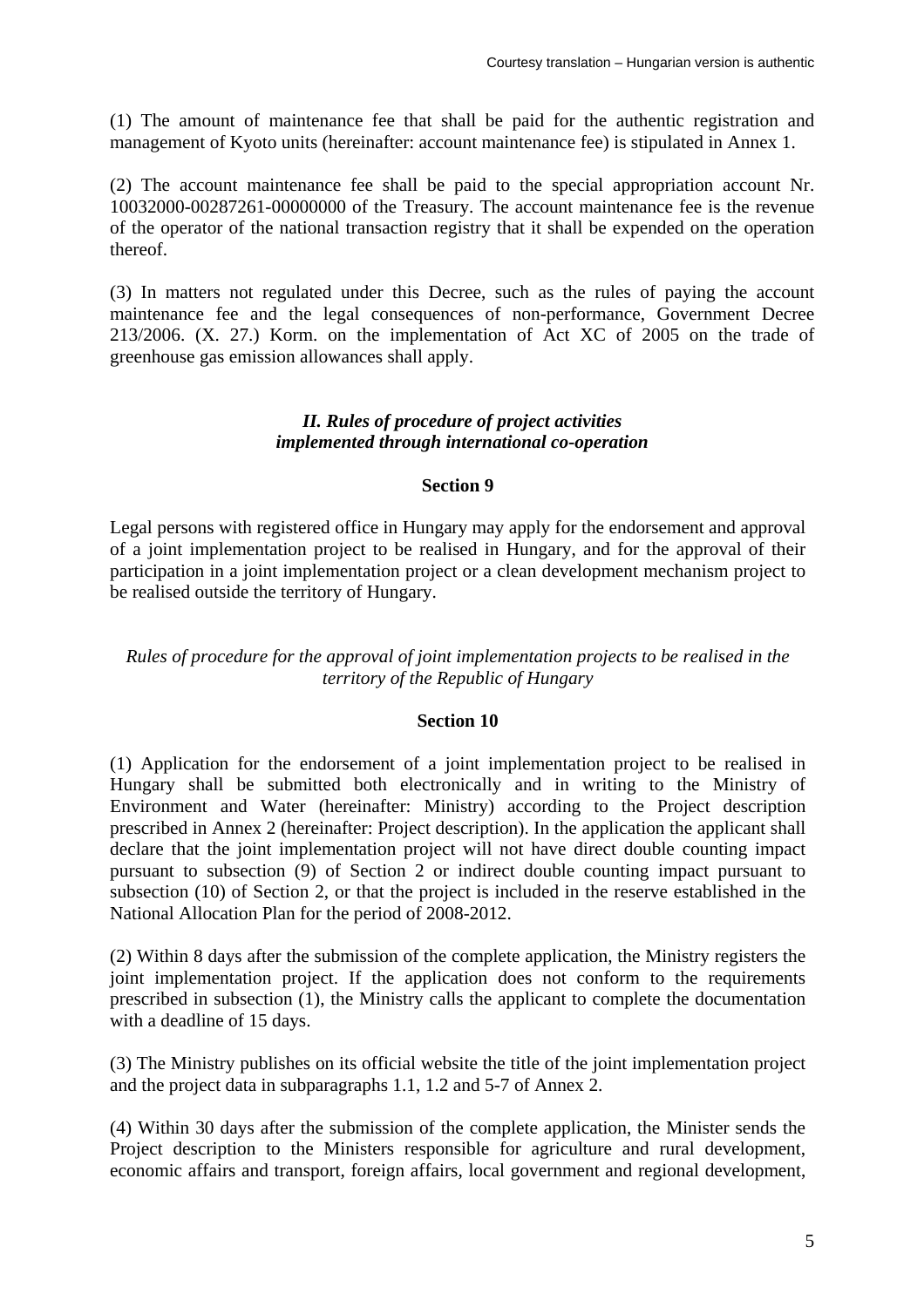(1) The amount of maintenance fee that shall be paid for the authentic registration and management of Kyoto units (hereinafter: account maintenance fee) is stipulated in Annex 1.

(2) The account maintenance fee shall be paid to the special appropriation account Nr. 10032000-00287261-00000000 of the Treasury. The account maintenance fee is the revenue of the operator of the national transaction registry that it shall be expended on the operation thereof.

(3) In matters not regulated under this Decree, such as the rules of paying the account maintenance fee and the legal consequences of non-performance, Government Decree 213/2006. (X. 27.) Korm. on the implementation of Act XC of 2005 on the trade of greenhouse gas emission allowances shall apply.

### *II. Rules of procedure of project activities implemented through international co-operation*

#### Section 9

Legal persons with registered office in Hungary may apply for the endorsement and approval of a joint implementation project to be realised in Hungary, and for the approval of their participation in a joint implementation project or a clean development mechanism project to be realised outside the territory of Hungary.

*Rules of procedure for the approval of joint implementation projects to be realised in the territory of the Republic of Hungary*

#### Section 10

(1) Application for the endorsement of a joint implementation project to be realised in Hungary shall be submitted both electronically and in writing to the Ministry of Environment and Water (hereinafter: Ministry) according to the Project description prescribed in Annex 2 (hereinafter: Project description). In the application the applicant shall declare that the joint implementation project will not have direct double counting impact pursuant to subsection (9) of Section 2 or indirect double counting impact pursuant to subsection (10) of Section 2, or that the project is included in the reserve established in the National Allocation Plan for the period of 2008-2012.

(2) Within 8 days after the submission of the complete application, the Ministry registers the joint implementation project. If the application does not conform to the requirements prescribed in subsection (1), the Ministry calls the applicant to complete the documentation with a deadline of 15 days.

(3) The Ministry publishes on its official website the title of the joint implementation project and the project data in subparagraphs 1.1, 1.2 and 5-7 of Annex 2.

(4) Within 30 days after the submission of the complete application, the Minister sends the Project description to the Ministers responsible for agriculture and rural development, economic affairs and transport, foreign affairs, local government and regional development,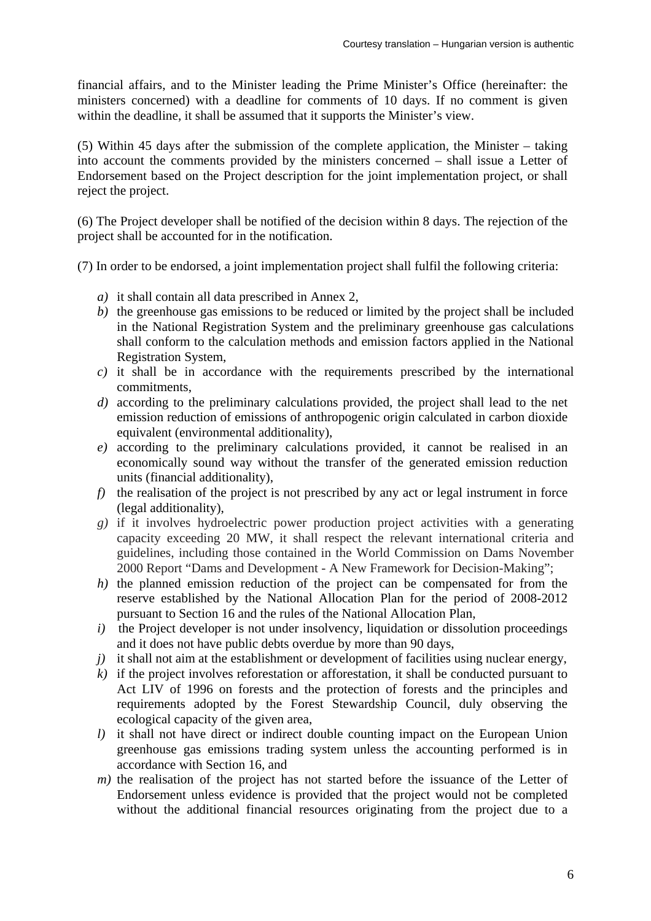financial affairs, and to the Minister leading the Prime Minister's Office (hereinafter: the ministers concerned) with a deadline for comments of 10 days. If no comment is given within the deadline, it shall be assumed that it supports the Minister's view.

(5) Within 45 days after the submission of the complete application, the Minister – taking into account the comments provided by the ministers concerned – shall issue a Letter of Endorsement based on the Project description for the joint implementation project, or shall reject the project.

(6) The Project developer shall be notified of the decision within 8 days. The rejection of the project shall be accounted for in the notification.

(7) In order to be endorsed, a joint implementation project shall fulfil the following criteria:

*a)* it shall contain all data prescribed in Annex 2,

*b)* the greenhouse gas emissions to be reduced or limited by the project shall be included in the National Registration System and the preliminary greenhouse gas calculations shall conform to the calculation methods and emission factors applied in the National Registration System,

*c)* it shall be in accordance with the requirements prescribed by the international commitments,

*d)* according to the preliminary calculations provided, the project shall lead to the net emission reduction of emissions of anthropogenic origin calculated in carbon dioxide equivalent (environmental additionality),

*e)* according to the preliminary calculations provided, it cannot be realised in an economically sound way without the transfer of the generated emission reduction units (financial additionality),

*f)* the realisation of the project is not prescribed by any act or legal instrument in force (legal additionality),

*g)* if it involves hydroelectric power production project activities with a generating capacity exceeding 20 MW, it shall respect the relevant international criteria and guidelines, including those contained in the World Commission on Dams November 2000 Report "Dams and Development - A New Framework for Decision-Making";

*h)* the planned emission reduction of the project can be compensated for from the reserve established by the National Allocation Plan for the period of 2008-2012 pursuant to Section 16 and the rules of the National Allocation Plan,

*i)* the Project developer is not under insolvency, liquidation or dissolution proceedings and it does not have public debts overdue by more than 90 days,

*j)* it shall not aim at the establishment or development of facilities using nuclear energy,

*k)* if the project involves reforestation or afforestation, it shall be conducted pursuant to Act LIV of 1996 on forests and the protection of forests and the principles and requirements adopted by the Forest Stewardship Council, duly observing the ecological capacity of the given area,

*l)* it shall not have direct or indirect double counting impact on the European Union greenhouse gas emissions trading system unless the accounting performed is in accordance with Section 16, and

*m)* the realisation of the project has not started before the issuance of the Letter of Endorsement unless evidence is provided that the project would not be completed without the additional financial resources originating from the project due to a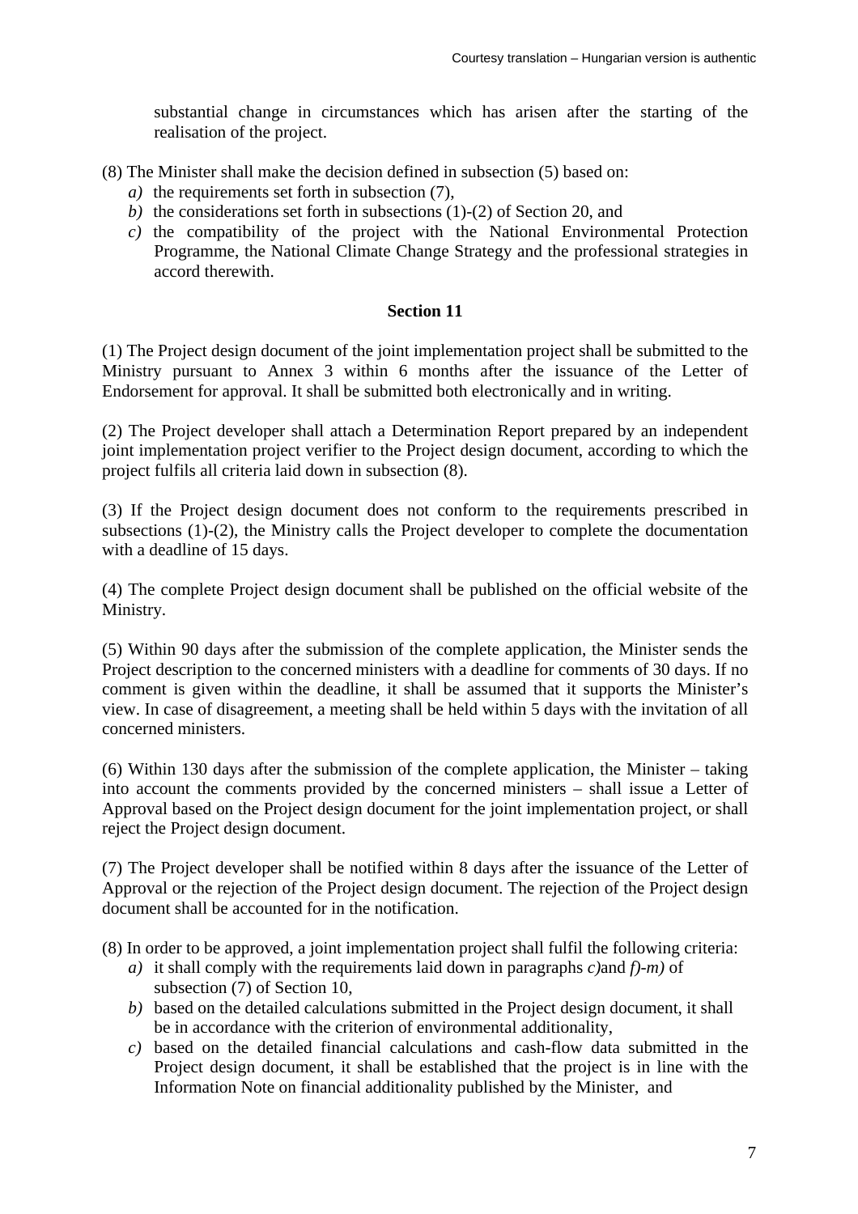substantial change in circumstances which has arisen after the starting of the realisation of the project.

(8) The Minister shall make the decision defined in subsection (5) based on:

*a)* the requirements set forth in subsection (7),

*b)* the considerations set forth in subsections (1)-(2) of Section 20, and

*c)* the compatibility of the project with the National Environmental Protection Programme, the National Climate Change Strategy and the professional strategies in accord therewith.

**Section 11**

(1) The Project design document of the joint implementation project shall be submitted to the Ministry pursuant to Annex 3 within 6 months after the issuance of the Letter of Endorsement for approval. It shall be submitted both electronically and in writing.

(2) The Project developer shall attach a Determination Report prepared by an independent joint implementation project verifier to the Project design document, according to which the project fulfils all criteria laid down in subsection (8).

(3) If the Project design document does not conform to the requirements prescribed in subsections (1)-(2), the Ministry calls the Project developer to complete the documentation with a deadline of 15 days.

(4) The complete Project design document shall be published on the official website of the Ministry.

(5) Within 90 days after the submission of the complete application, the Minister sends the Project description to the concerned ministers with a deadline for comments of 30 days. If no comment is given within the deadline, it shall be assumed that it supports the Minister's view. In case of disagreement, a meeting shall be held within 5 days with the invitation of all concerned ministers.

(6) Within 130 days after the submission of the complete application, the Minister – taking into account the comments provided by the concerned ministers – shall issue a Letter of Approval based on the Project design document for the joint implementation project, or shall reject the Project design document.

(7) The Project developer shall be notified within 8 days after the issuance of the Letter of Approval or the rejection of the Project design document. The rejection of the Project design document shall be accounted for in the notification.

(8) In order to be approved, a joint implementation project shall fulfil the following criteria:

*a)* it shall comply with the requirements laid down in paragraphs *c)*and *f)-m)* of subsection (7) of Section 10,

*b)* based on the detailed calculations submitted in the Project design document, it shall be in accordance with the criterion of environmental additionality,

*c)* based on the detailed financial calculations and cash-flow data submitted in the Project design document, it shall be established that the project is in line with the Information Note on financial additionality published by the Minister, and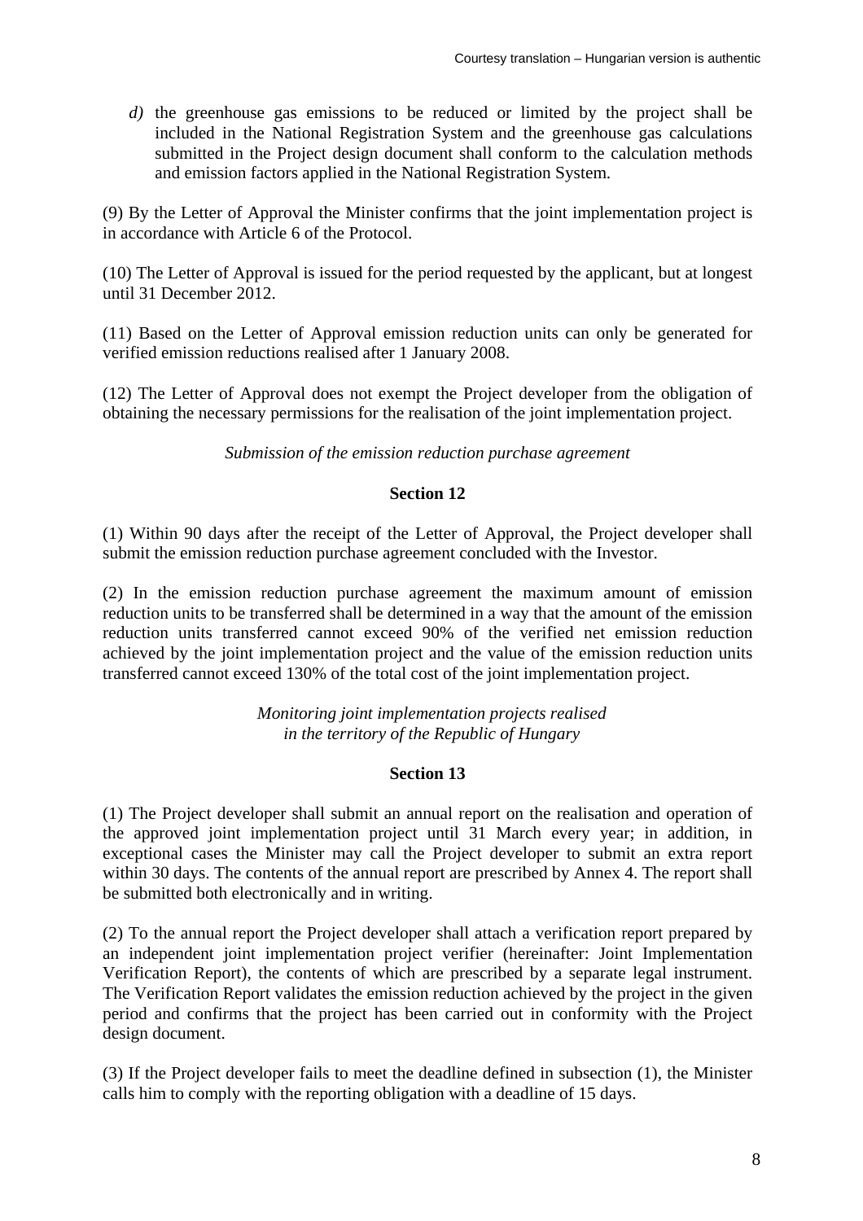*d)* the greenhouse gas emissions to be reduced or limited by the project shall be included in the National Registration System and the greenhouse gas calculations submitted in the Project design document shall conform to the calculation methods and emission factors applied in the National Registration System.

(9) By the Letter of Approval the Minister confirms that the joint implementation project is in accordance with Article 6 of the Protocol.

(10) The Letter of Approval is issued for the period requested by the applicant, but at longest until 31 December 2012.

(11) Based on the Letter of Approval emission reduction units can only be generated for verified emission reductions realised after 1 January 2008.

(12) The Letter of Approval does not exempt the Project developer from the obligation of obtaining the necessary permissions for the realisation of the joint implementation project.

*Submission of the emission reduction purchase agreement*

**Section 12**

(1) Within 90 days after the receipt of the Letter of Approval, the Project developer shall submit the emission reduction purchase agreement concluded with the Investor.

(2) In the emission reduction purchase agreement the maximum amount of emission reduction units to be transferred shall be determined in a way that the amount of the emission reduction units transferred cannot exceed 90% of the verified net emission reduction achieved by the joint implementation project and the value of the emission reduction units transferred cannot exceed 130% of the total cost of the joint implementation project.

*Monitoring joint implementation projects realised in the territory of the Republic of Hungary*

**Section 13**

(1) The Project developer shall submit an annual report on the realisation and operation of the approved joint implementation project until 31 March every year; in addition, in exceptional cases the Minister may call the Project developer to submit an extra report within 30 days. The contents of the annual report are prescribed by Annex 4. The report shall be submitted both electronically and in writing.

(2) To the annual report the Project developer shall attach a verification report prepared by an independent joint implementation project verifier (hereinafter: Joint Implementation Verification Report), the contents of which are prescribed by a separate legal instrument. The Verification Report validates the emission reduction achieved by the project in the given period and confirms that the project has been carried out in conformity with the Project design document.

(3) If the Project developer fails to meet the deadline defined in subsection (1), the Minister calls him to comply with the reporting obligation with a deadline of 15 days.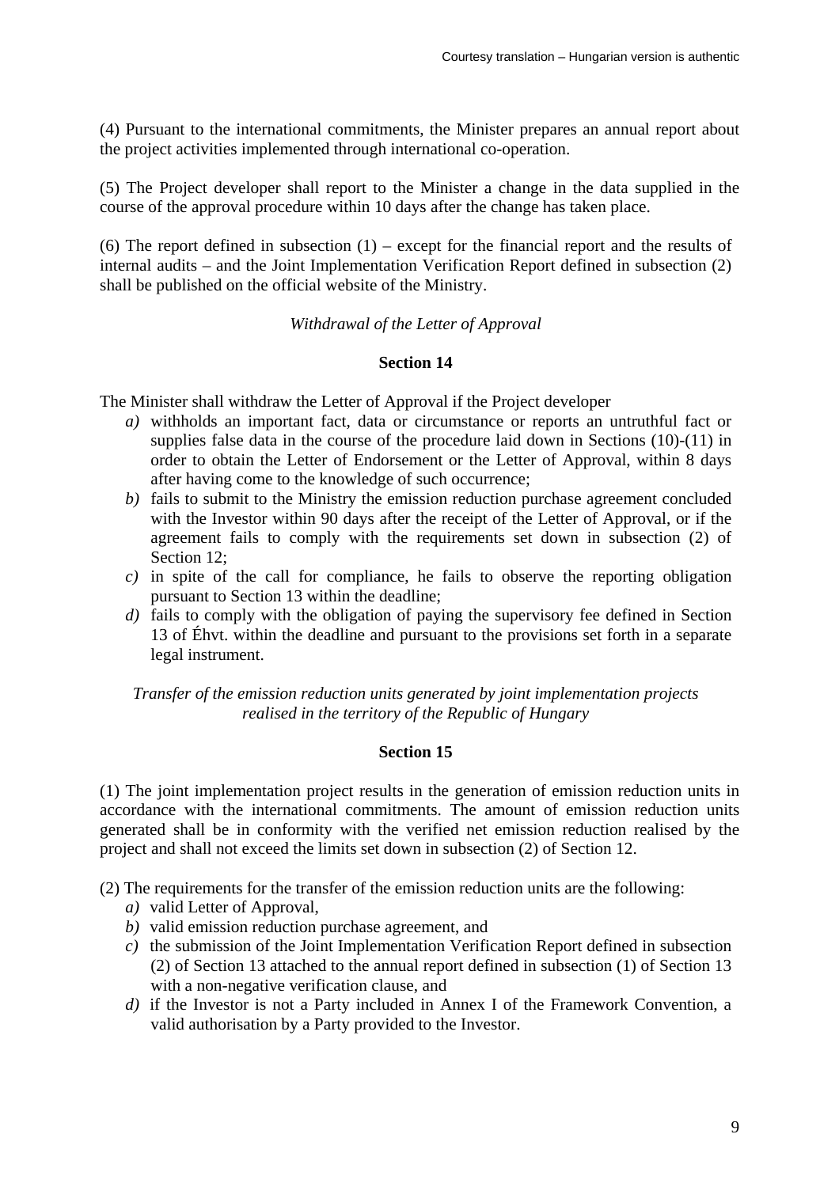(4) Pursuant to the international commitments, the Minister prepares an annual report about the project activities implemented through international co-operation.

(5) The Project developer shall report to the Minister a change in the data supplied in the course of the approval procedure within 10 days after the change has taken place.

(6) The report defined in subsection (1) – except for the financial report and the results of internal audits – and the Joint Implementation Verification Report defined in subsection (2) shall be published on the official website of the Ministry.

*Withdrawal of the Letter of Approval*

**Section 14**

The Minister shall withdraw the Letter of Approval if the Project developer

- *a)* withholds an important fact, data or circumstance or reports an untruthful fact or supplies false data in the course of the procedure laid down in Sections (10)-(11) in order to obtain the Letter of Endorsement or the Letter of Approval, within 8 days after having come to the knowledge of such occurrence;
- *b)* fails to submit to the Ministry the emission reduction purchase agreement concluded with the Investor within 90 days after the receipt of the Letter of Approval, or if the agreement fails to comply with the requirements set down in subsection (2) of Section 12;
- *c)* in spite of the call for compliance, he fails to observe the reporting obligation pursuant to Section 13 within the deadline;
- *d)* fails to comply with the obligation of paying the supervisory fee defined in Section 13 of Éhvt. within the deadline and pursuant to the provisions set forth in a separate legal instrument.

*Transfer of the emission reduction units generated by joint implementation projects realised in the territory of the Republic of Hungary*

**Section 15**

(1) The joint implementation project results in the generation of emission reduction units in accordance with the international commitments. The amount of emission reduction units generated shall be in conformity with the verified net emission reduction realised by the project and shall not exceed the limits set down in subsection (2) of Section 12.

(2) The requirements for the transfer of the emission reduction units are the following:

- *a)* valid Letter of Approval,
- *b)* valid emission reduction purchase agreement, and
- *c)* the submission of the Joint Implementation Verification Report defined in subsection (2) of Section 13 attached to the annual report defined in subsection (1) of Section 13 with a non-negative verification clause, and
- *d)* if the Investor is not a Party included in Annex I of the Framework Convention, a valid authorisation by a Party provided to the Investor.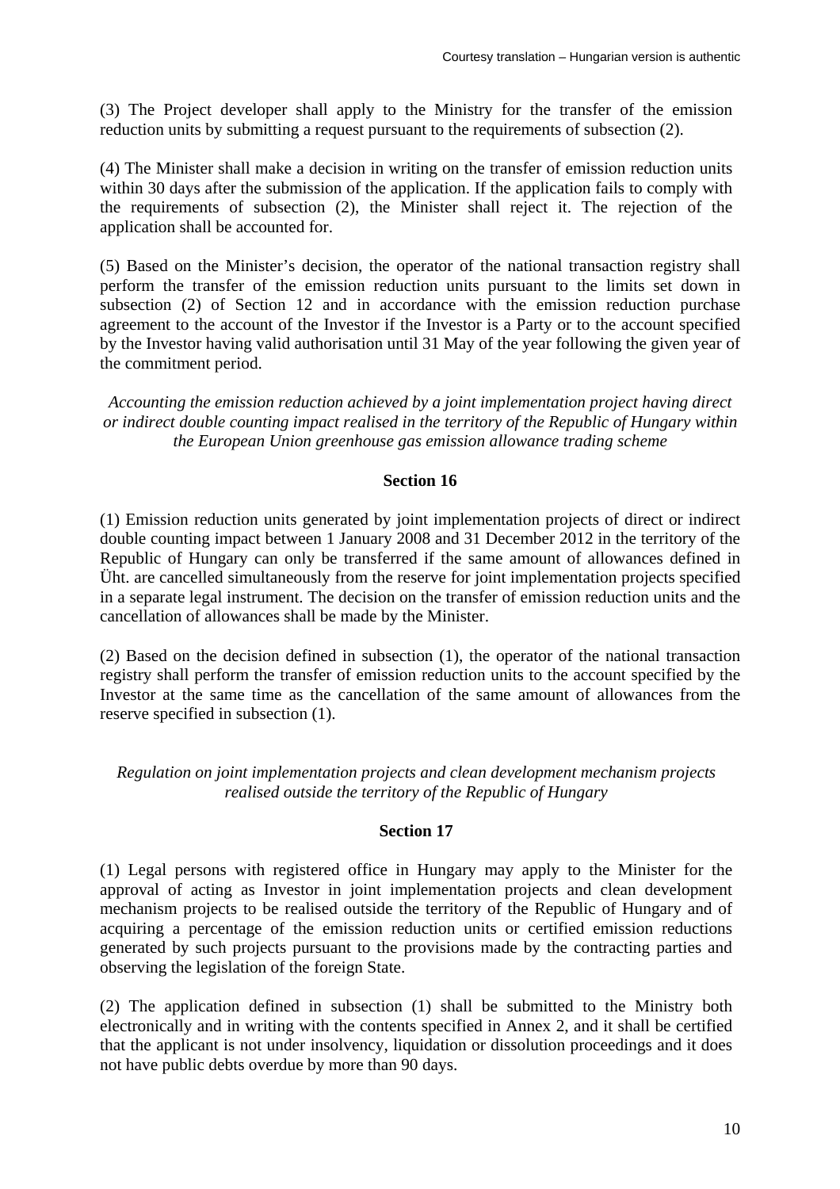(3) The Project developer shall apply to the Ministry for the transfer of the emission reduction units by submitting a request pursuant to the requirements of subsection (2).

(4) The Minister shall make a decision in writing on the transfer of emission reduction units within 30 days after the submission of the application. If the application fails to comply with the requirements of subsection (2), the Minister shall reject it. The rejection of the application shall be accounted for.

(5) Based on the Minister's decision, the operator of the national transaction registry shall perform the transfer of the emission reduction units pursuant to the limits set down in subsection (2) of Section 12 and in accordance with the emission reduction purchase agreement to the account of the Investor if the Investor is a Party or to the account specified by the Investor having valid authorisation until 31 May of the year following the given year of the commitment period.

*Accounting the emission reduction achieved by a joint implementation project having direct or indirect double counting impact realised in the territory of the Republic of Hungary within the European Union greenhouse gas emission allowance trading scheme*

**Section 16**

(1) Emission reduction units generated by joint implementation projects of direct or indirect double counting impact between 1 January 2008 and 31 December 2012 in the territory of the Republic of Hungary can only be transferred if the same amount of allowances defined in Üht. are cancelled simultaneously from the reserve for joint implementation projects specified in a separate legal instrument. The decision on the transfer of emission reduction units and the cancellation of allowances shall be made by the Minister.

(2) Based on the decision defined in subsection (1), the operator of the national transaction registry shall perform the transfer of emission reduction units to the account specified by the Investor at the same time as the cancellation of the same amount of allowances from the reserve specified in subsection (1).

*Regulation on joint implementation projects and clean development mechanism projects realised outside the territory of the Republic of Hungary*

**Section 17**

(1) Legal persons with registered office in Hungary may apply to the Minister for the approval of acting as Investor in joint implementation projects and clean development mechanism projects to be realised outside the territory of the Republic of Hungary and of acquiring a percentage of the emission reduction units or certified emission reductions generated by such projects pursuant to the provisions made by the contracting parties and observing the legislation of the foreign State.

(2) The application defined in subsection (1) shall be submitted to the Ministry both electronically and in writing with the contents specified in Annex 2, and it shall be certified that the applicant is not under insolvency, liquidation or dissolution proceedings and it does not have public debts overdue by more than 90 days.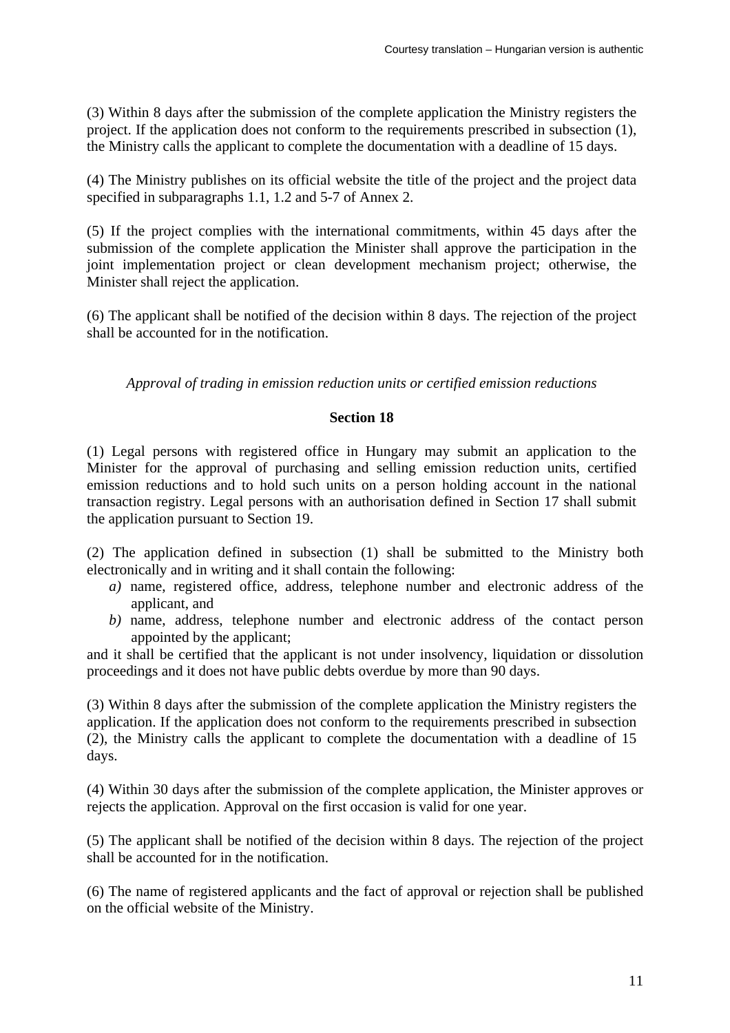(3) Within 8 days after the submission of the complete application the Ministry registers the project. If the application does not conform to the requirements prescribed in subsection (1), the Ministry calls the applicant to complete the documentation with a deadline of 15 days.

(4) The Ministry publishes on its official website the title of the project and the project data specified in subparagraphs 1.1, 1.2 and 5-7 of Annex 2.

(5) If the project complies with the international commitments, within 45 days after the submission of the complete application the Minister shall approve the participation in the joint implementation project or clean development mechanism project; otherwise, the Minister shall reject the application.

(6) The applicant shall be notified of the decision within 8 days. The rejection of the project shall be accounted for in the notification.

*Approval of trading in emission reduction units or certified emission reductions*

**Section 18**

(1) Legal persons with registered office in Hungary may submit an application to the Minister for the approval of purchasing and selling emission reduction units, certified emission reductions and to hold such units on a person holding account in the national transaction registry. Legal persons with an authorisation defined in Section 17 shall submit the application pursuant to Section 19.

(2) The application defined in subsection (1) shall be submitted to the Ministry both electronically and in writing and it shall contain the following:

- *a)* name, registered office, address, telephone number and electronic address of the applicant, and
- *b)* name, address, telephone number and electronic address of the contact person appointed by the applicant;

and it shall be certified that the applicant is not under insolvency, liquidation or dissolution proceedings and it does not have public debts overdue by more than 90 days.

(3) Within 8 days after the submission of the complete application the Ministry registers the application. If the application does not conform to the requirements prescribed in subsection (2), the Ministry calls the applicant to complete the documentation with a deadline of 15 days.

(4) Within 30 days after the submission of the complete application, the Minister approves or rejects the application. Approval on the first occasion is valid for one year.

(5) The applicant shall be notified of the decision within 8 days. The rejection of the project shall be accounted for in the notification.

(6) The name of registered applicants and the fact of approval or rejection shall be published on the official website of the Ministry.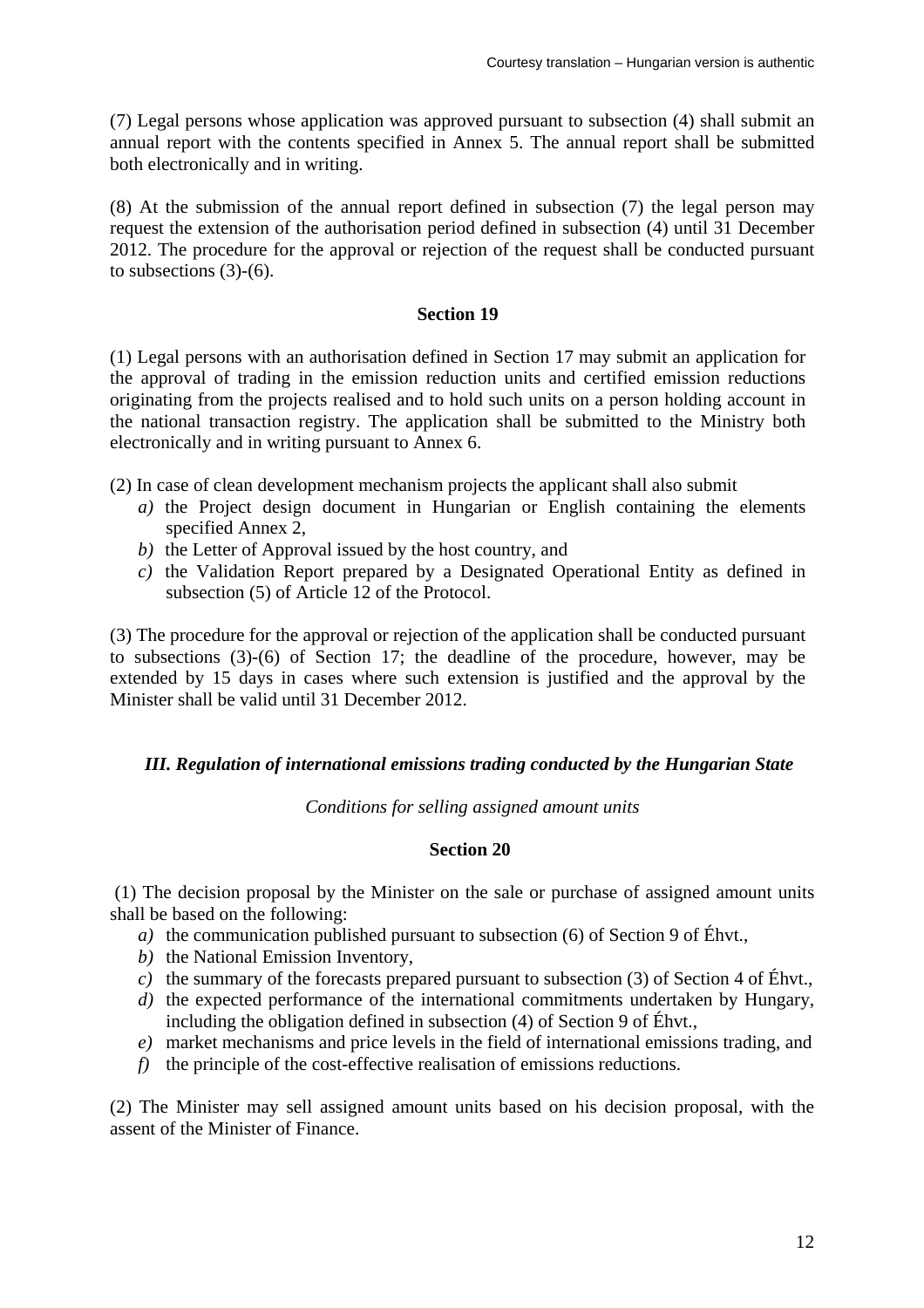(7) Legal persons whose application was approved pursuant to subsection (4) shall submit an annual report with the contents specified in Annex 5. The annual report shall be submitted both electronically and in writing.

(8) At the submission of the annual report defined in subsection (7) the legal person may request the extension of the authorisation period defined in subsection (4) until 31 December 2012. The procedure for the approval or rejection of the request shall be conducted pursuant to subsections (3)-(6).

**Section 19**

(1) Legal persons with an authorisation defined in Section 17 may submit an application for the approval of trading in the emission reduction units and certified emission reductions originating from the projects realised and to hold such units on a person holding account in the national transaction registry. The application shall be submitted to the Ministry both electronically and in writing pursuant to Annex 6.

(2) In case of clean development mechanism projects the applicant shall also submit

- *a)* the Project design document in Hungarian or English containing the elements specified Annex 2,
- *b)* the Letter of Approval issued by the host country, and
- *c)* the Validation Report prepared by a Designated Operational Entity as defined in subsection (5) of Article 12 of the Protocol.

(3) The procedure for the approval or rejection of the application shall be conducted pursuant to subsections (3)-(6) of Section 17; the deadline of the procedure, however, may be extended by 15 days in cases where such extension is justified and the approval by the Minister shall be valid until 31 December 2012.

## *III. Regulation of international emissions trading conducted by the Hungarian State*

*Conditions for selling assigned amount units*

**Section 20**

(1) The decision proposal by the Minister on the sale or purchase of assigned amount units shall be based on the following:

- *a)* the communication published pursuant to subsection (6) of Section 9 of Éhvt.,
- *b)* the National Emission Inventory,
- *c)* the summary of the forecasts prepared pursuant to subsection (3) of Section 4 of Éhvt.,
- *d)* the expected performance of the international commitments undertaken by Hungary, including the obligation defined in subsection (4) of Section 9 of Éhvt.,
- *e)* market mechanisms and price levels in the field of international emissions trading, and
- *f)* the principle of the cost-effective realisation of emissions reductions.

(2) The Minister may sell assigned amount units based on his decision proposal, with the assent of the Minister of Finance.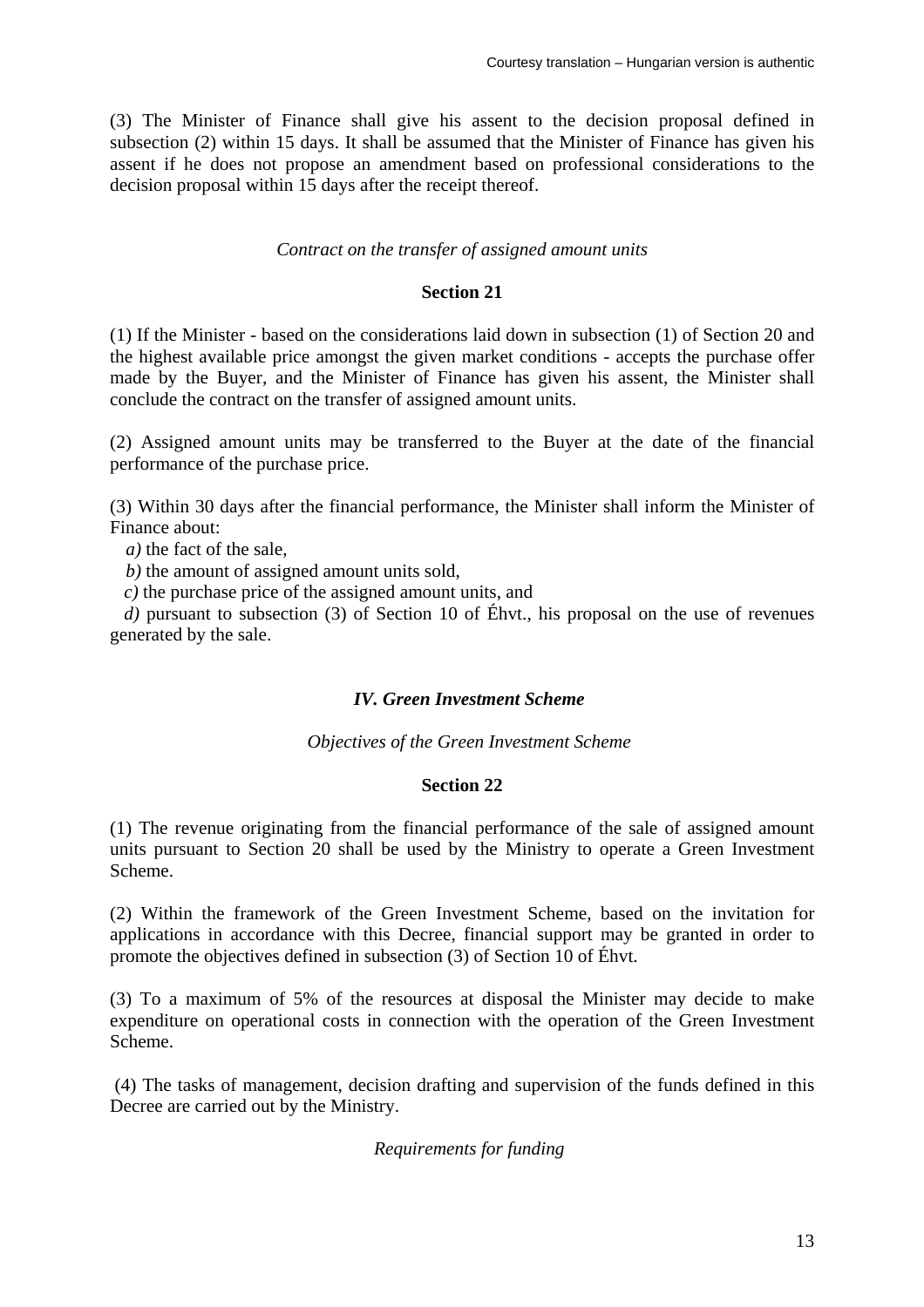(3) The Minister of Finance shall give his assent to the decision proposal defined in subsection (2) within 15 days. It shall be assumed that the Minister of Finance has given his assent if he does not propose an amendment based on professional considerations to the decision proposal within 15 days after the receipt thereof.

*Contract on the transfer of assigned amount units*

**Section 21**

(1) If the Minister - based on the considerations laid down in subsection (1) of Section 20 and the highest available price amongst the given market conditions - accepts the purchase offer made by the Buyer, and the Minister of Finance has given his assent, the Minister shall conclude the contract on the transfer of assigned amount units.

(2) Assigned amount units may be transferred to the Buyer at the date of the financial performance of the purchase price.

(3) Within 30 days after the financial performance, the Minister shall inform the Minister of Finance about:

*a)* the fact of the sale,

*b)* the amount of assigned amount units sold,

*c)* the purchase price of the assigned amount units, and

*d)* pursuant to subsection (3) of Section 10 of Éhvt., his proposal on the use of revenues generated by the sale.

***IV. Green Investment Scheme***

*Objectives of the Green Investment Scheme*

**Section 22**

(1) The revenue originating from the financial performance of the sale of assigned amount units pursuant to Section 20 shall be used by the Ministry to operate a Green Investment Scheme.

(2) Within the framework of the Green Investment Scheme, based on the invitation for applications in accordance with this Decree, financial support may be granted in order to promote the objectives defined in subsection (3) of Section 10 of Éhvt.

(3) To a maximum of 5% of the resources at disposal the Minister may decide to make expenditure on operational costs in connection with the operation of the Green Investment Scheme.

(4) The tasks of management, decision drafting and supervision of the funds defined in this Decree are carried out by the Ministry.

*Requirements for funding*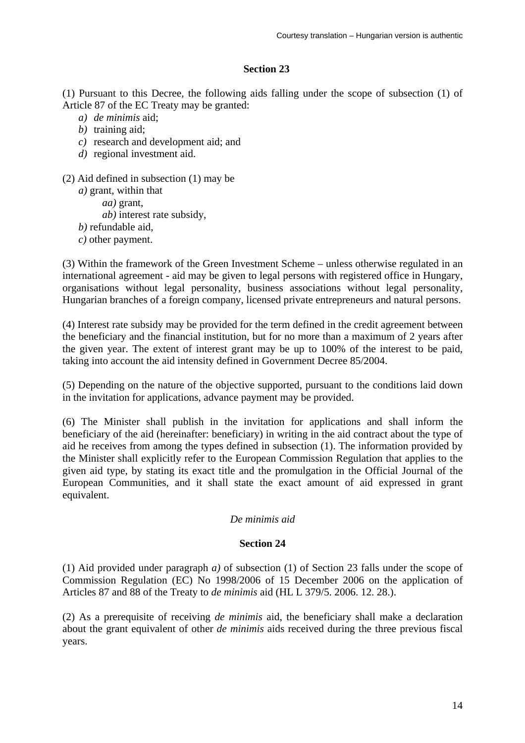## Section 23

(1) Pursuant to this Decree, the following aids falling under the scope of subsection (1) of Article 87 of the EC Treaty may be granted:

- *a)* *de minimis* aid;
- *b)* training aid;
- *c)* research and development aid; and
- *d)* regional investment aid.

(2) Aid defined in subsection (1) may be

- *a)* grant, within that
  - *aa)* grant,
  - *ab)* interest rate subsidy,
- *b)* refundable aid,
- *c)* other payment.

(3) Within the framework of the Green Investment Scheme – unless otherwise regulated in an international agreement - aid may be given to legal persons with registered office in Hungary, organisations without legal personality, business associations without legal personality, Hungarian branches of a foreign company, licensed private entrepreneurs and natural persons.

(4) Interest rate subsidy may be provided for the term defined in the credit agreement between the beneficiary and the financial institution, but for no more than a maximum of 2 years after the given year. The extent of interest grant may be up to 100% of the interest to be paid, taking into account the aid intensity defined in Government Decree 85/2004.

(5) Depending on the nature of the objective supported, pursuant to the conditions laid down in the invitation for applications, advance payment may be provided.

(6) The Minister shall publish in the invitation for applications and shall inform the beneficiary of the aid (hereinafter: beneficiary) in writing in the aid contract about the type of aid he receives from among the types defined in subsection (1). The information provided by the Minister shall explicitly refer to the European Commission Regulation that applies to the given aid type, by stating its exact title and the promulgation in the Official Journal of the European Communities, and it shall state the exact amount of aid expressed in grant equivalent.

*De minimis aid*

## Section 24

(1) Aid provided under paragraph *a)* of subsection (1) of Section 23 falls under the scope of Commission Regulation (EC) No 1998/2006 of 15 December 2006 on the application of Articles 87 and 88 of the Treaty to *de minimis* aid (HL L 379/5. 2006. 12. 28.).

(2) As a prerequisite of receiving *de minimis* aid, the beneficiary shall make a declaration about the grant equivalent of other *de minimis* aids received during the three previous fiscal years.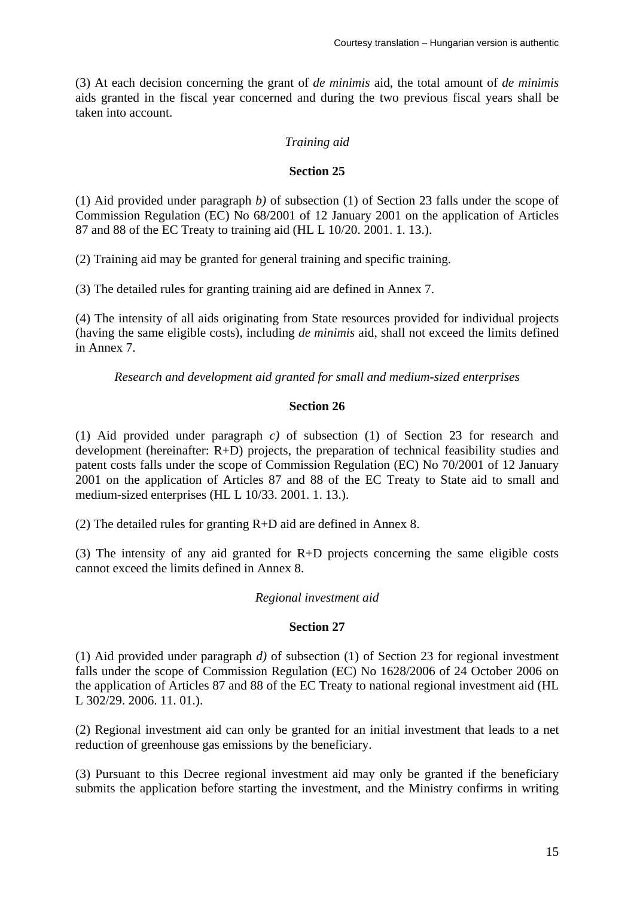(3) At each decision concerning the grant of *de minimis* aid, the total amount of *de minimis* aids granted in the fiscal year concerned and during the two previous fiscal years shall be taken into account.

*Training aid*

**Section 25**

(1) Aid provided under paragraph *b)* of subsection (1) of Section 23 falls under the scope of Commission Regulation (EC) No 68/2001 of 12 January 2001 on the application of Articles 87 and 88 of the EC Treaty to training aid (HL L 10/20. 2001. 1. 13.).

(2) Training aid may be granted for general training and specific training.

(3) The detailed rules for granting training aid are defined in Annex 7.

(4) The intensity of all aids originating from State resources provided for individual projects (having the same eligible costs), including *de minimis* aid, shall not exceed the limits defined in Annex 7.

*Research and development aid granted for small and medium-sized enterprises*

**Section 26**

(1) Aid provided under paragraph *c)* of subsection (1) of Section 23 for research and development (hereinafter: R+D) projects, the preparation of technical feasibility studies and patent costs falls under the scope of Commission Regulation (EC) No 70/2001 of 12 January 2001 on the application of Articles 87 and 88 of the EC Treaty to State aid to small and medium-sized enterprises (HL L 10/33. 2001. 1. 13.).

(2) The detailed rules for granting R+D aid are defined in Annex 8.

(3) The intensity of any aid granted for R+D projects concerning the same eligible costs cannot exceed the limits defined in Annex 8.

*Regional investment aid*

**Section 27**

(1) Aid provided under paragraph *d)* of subsection (1) of Section 23 for regional investment falls under the scope of Commission Regulation (EC) No 1628/2006 of 24 October 2006 on the application of Articles 87 and 88 of the EC Treaty to national regional investment aid (HL L 302/29. 2006. 11. 01.).

(2) Regional investment aid can only be granted for an initial investment that leads to a net reduction of greenhouse gas emissions by the beneficiary.

(3) Pursuant to this Decree regional investment aid may only be granted if the beneficiary submits the application before starting the investment, and the Ministry confirms in writing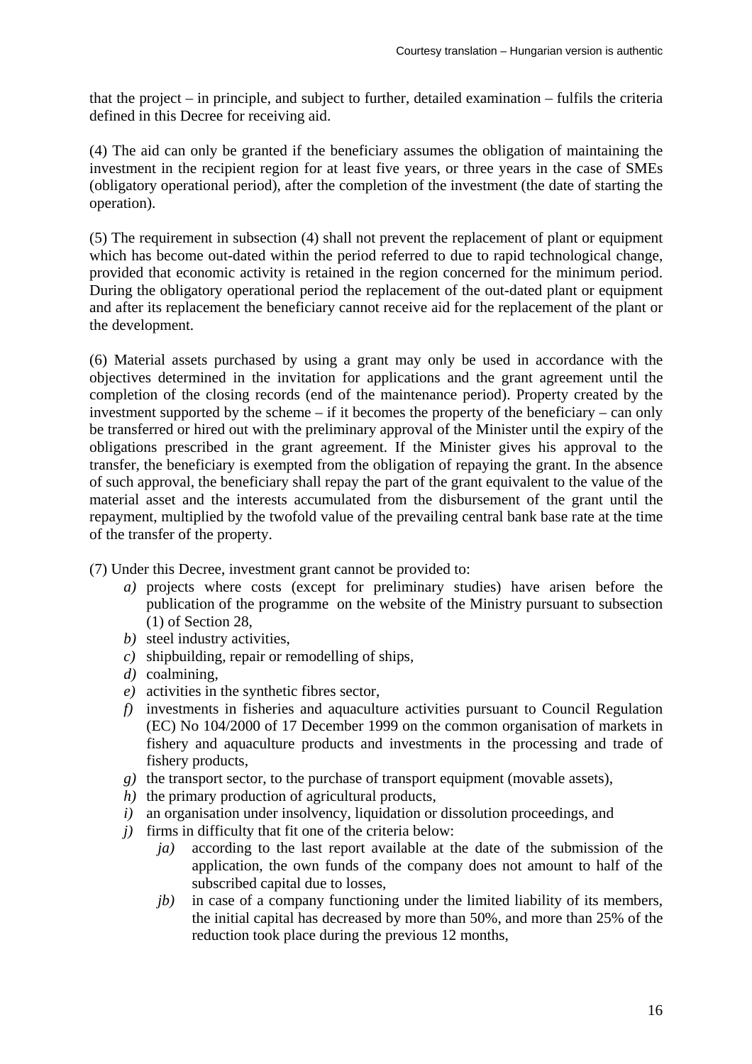that the project – in principle, and subject to further, detailed examination – fulfils the criteria defined in this Decree for receiving aid.

(4) The aid can only be granted if the beneficiary assumes the obligation of maintaining the investment in the recipient region for at least five years, or three years in the case of SMEs (obligatory operational period), after the completion of the investment (the date of starting the operation).

(5) The requirement in subsection (4) shall not prevent the replacement of plant or equipment which has become out-dated within the period referred to due to rapid technological change, provided that economic activity is retained in the region concerned for the minimum period. During the obligatory operational period the replacement of the out-dated plant or equipment and after its replacement the beneficiary cannot receive aid for the replacement of the plant or the development.

(6) Material assets purchased by using a grant may only be used in accordance with the objectives determined in the invitation for applications and the grant agreement until the completion of the closing records (end of the maintenance period). Property created by the investment supported by the scheme – if it becomes the property of the beneficiary – can only be transferred or hired out with the preliminary approval of the Minister until the expiry of the obligations prescribed in the grant agreement. If the Minister gives his approval to the transfer, the beneficiary is exempted from the obligation of repaying the grant. In the absence of such approval, the beneficiary shall repay the part of the grant equivalent to the value of the material asset and the interests accumulated from the disbursement of the grant until the repayment, multiplied by the twofold value of the prevailing central bank base rate at the time of the transfer of the property.

(7) Under this Decree, investment grant cannot be provided to:

- *a)* projects where costs (except for preliminary studies) have arisen before the publication of the programme on the website of the Ministry pursuant to subsection (1) of Section 28,
- *b)* steel industry activities,
- *c)* shipbuilding, repair or remodelling of ships,
- *d)* coalmining,
- *e)* activities in the synthetic fibres sector,
- *f)* investments in fisheries and aquaculture activities pursuant to Council Regulation (EC) No 104/2000 of 17 December 1999 on the common organisation of markets in fishery and aquaculture products and investments in the processing and trade of fishery products,
- *g)* the transport sector, to the purchase of transport equipment (movable assets),
- *h)* the primary production of agricultural products,
- *i)* an organisation under insolvency, liquidation or dissolution proceedings, and
- *j)* firms in difficulty that fit one of the criteria below:
  - *ja)* according to the last report available at the date of the submission of the application, the own funds of the company does not amount to half of the subscribed capital due to losses,
  - *jb)* in case of a company functioning under the limited liability of its members, the initial capital has decreased by more than 50%, and more than 25% of the reduction took place during the previous 12 months,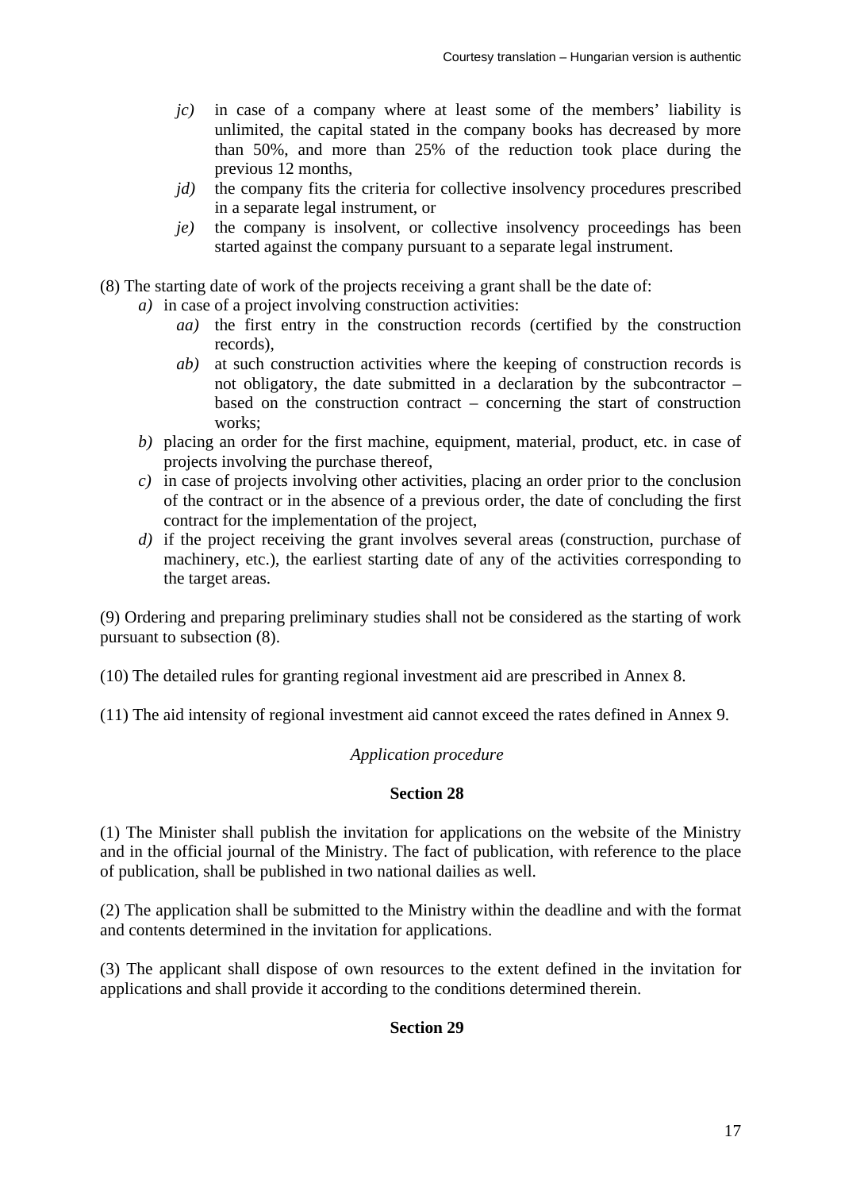- *jc)* in case of a company where at least some of the members' liability is unlimited, the capital stated in the company books has decreased by more than 50%, and more than 25% of the reduction took place during the previous 12 months,
- *jd)* the company fits the criteria for collective insolvency procedures prescribed in a separate legal instrument, or
- *je)* the company is insolvent, or collective insolvency proceedings has been started against the company pursuant to a separate legal instrument.

(8) The starting date of work of the projects receiving a grant shall be the date of:

- *a)* in case of a project involving construction activities:
  - *aa)* the first entry in the construction records (certified by the construction records),
  - *ab)* at such construction activities where the keeping of construction records is not obligatory, the date submitted in a declaration by the subcontractor – based on the construction contract – concerning the start of construction works;
- *b)* placing an order for the first machine, equipment, material, product, etc. in case of projects involving the purchase thereof,
- *c)* in case of projects involving other activities, placing an order prior to the conclusion of the contract or in the absence of a previous order, the date of concluding the first contract for the implementation of the project,
- *d)* if the project receiving the grant involves several areas (construction, purchase of machinery, etc.), the earliest starting date of any of the activities corresponding to the target areas.

(9) Ordering and preparing preliminary studies shall not be considered as the starting of work pursuant to subsection (8).

(10) The detailed rules for granting regional investment aid are prescribed in Annex 8.

(11) The aid intensity of regional investment aid cannot exceed the rates defined in Annex 9.

*Application procedure*

**Section 28**

(1) The Minister shall publish the invitation for applications on the website of the Ministry and in the official journal of the Ministry. The fact of publication, with reference to the place of publication, shall be published in two national dailies as well.

(2) The application shall be submitted to the Ministry within the deadline and with the format and contents determined in the invitation for applications.

(3) The applicant shall dispose of own resources to the extent defined in the invitation for applications and shall provide it according to the conditions determined therein.

**Section 29**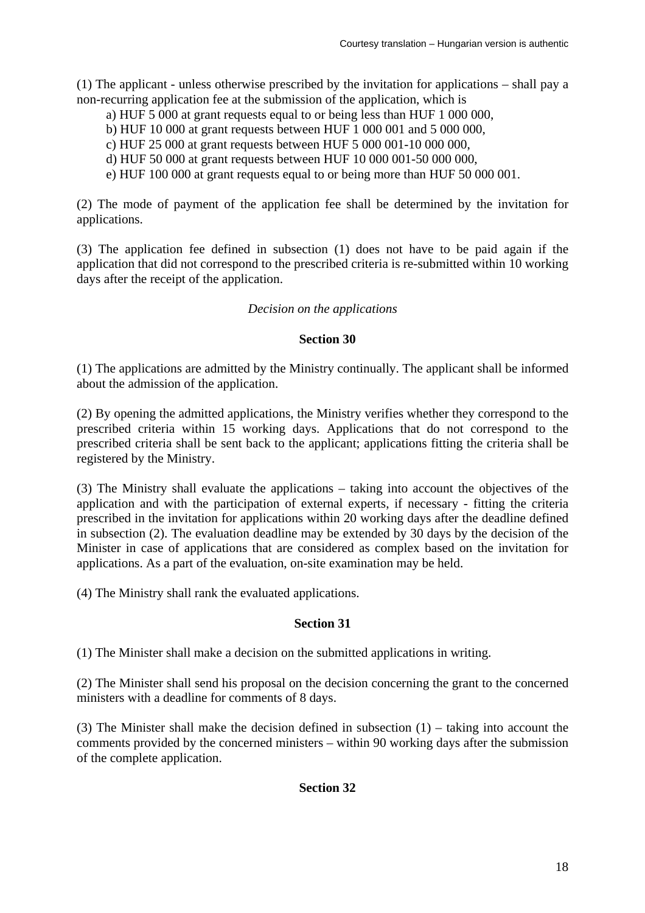(1) The applicant - unless otherwise prescribed by the invitation for applications – shall pay a non-recurring application fee at the submission of the application, which is

a) HUF 5 000 at grant requests equal to or being less than HUF 1 000 000,
b) HUF 10 000 at grant requests between HUF 1 000 001 and 5 000 000,
c) HUF 25 000 at grant requests between HUF 5 000 001-10 000 000,
d) HUF 50 000 at grant requests between HUF 10 000 001-50 000 000,
e) HUF 100 000 at grant requests equal to or being more than HUF 50 000 001.

(2) The mode of payment of the application fee shall be determined by the invitation for applications.

(3) The application fee defined in subsection (1) does not have to be paid again if the application that did not correspond to the prescribed criteria is re-submitted within 10 working days after the receipt of the application.

*Decision on the applications*

**Section 30**

(1) The applications are admitted by the Ministry continually. The applicant shall be informed about the admission of the application.

(2) By opening the admitted applications, the Ministry verifies whether they correspond to the prescribed criteria within 15 working days. Applications that do not correspond to the prescribed criteria shall be sent back to the applicant; applications fitting the criteria shall be registered by the Ministry.

(3) The Ministry shall evaluate the applications – taking into account the objectives of the application and with the participation of external experts, if necessary - fitting the criteria prescribed in the invitation for applications within 20 working days after the deadline defined in subsection (2). The evaluation deadline may be extended by 30 days by the decision of the Minister in case of applications that are considered as complex based on the invitation for applications. As a part of the evaluation, on-site examination may be held.

(4) The Ministry shall rank the evaluated applications.

**Section 31**

(1) The Minister shall make a decision on the submitted applications in writing.

(2) The Minister shall send his proposal on the decision concerning the grant to the concerned ministers with a deadline for comments of 8 days.

(3) The Minister shall make the decision defined in subsection (1) – taking into account the comments provided by the concerned ministers – within 90 working days after the submission of the complete application.

**Section 32**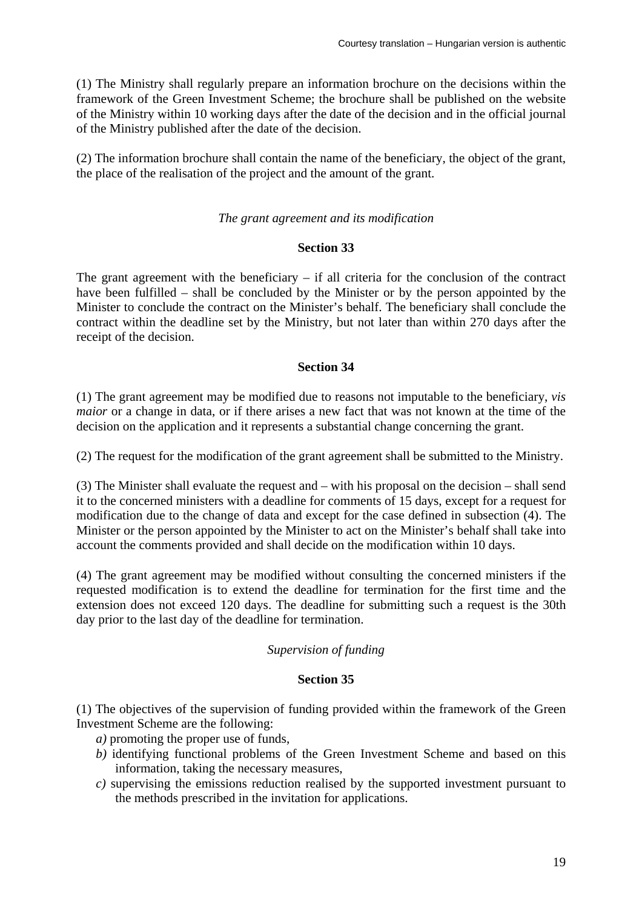(1) The Ministry shall regularly prepare an information brochure on the decisions within the framework of the Green Investment Scheme; the brochure shall be published on the website of the Ministry within 10 working days after the date of the decision and in the official journal of the Ministry published after the date of the decision.

(2) The information brochure shall contain the name of the beneficiary, the object of the grant, the place of the realisation of the project and the amount of the grant.

*The grant agreement and its modification*

**Section 33**

The grant agreement with the beneficiary – if all criteria for the conclusion of the contract have been fulfilled – shall be concluded by the Minister or by the person appointed by the Minister to conclude the contract on the Minister's behalf. The beneficiary shall conclude the contract within the deadline set by the Ministry, but not later than within 270 days after the receipt of the decision.

**Section 34**

(1) The grant agreement may be modified due to reasons not imputable to the beneficiary, *vis maior* or a change in data, or if there arises a new fact that was not known at the time of the decision on the application and it represents a substantial change concerning the grant.

(2) The request for the modification of the grant agreement shall be submitted to the Ministry.

(3) The Minister shall evaluate the request and – with his proposal on the decision – shall send it to the concerned ministers with a deadline for comments of 15 days, except for a request for modification due to the change of data and except for the case defined in subsection (4). The Minister or the person appointed by the Minister to act on the Minister's behalf shall take into account the comments provided and shall decide on the modification within 10 days.

(4) The grant agreement may be modified without consulting the concerned ministers if the requested modification is to extend the deadline for termination for the first time and the extension does not exceed 120 days. The deadline for submitting such a request is the 30th day prior to the last day of the deadline for termination.

*Supervision of funding*

**Section 35**

(1) The objectives of the supervision of funding provided within the framework of the Green Investment Scheme are the following:

*a)* promoting the proper use of funds,

*b)* identifying functional problems of the Green Investment Scheme and based on this information, taking the necessary measures,

*c)* supervising the emissions reduction realised by the supported investment pursuant to the methods prescribed in the invitation for applications.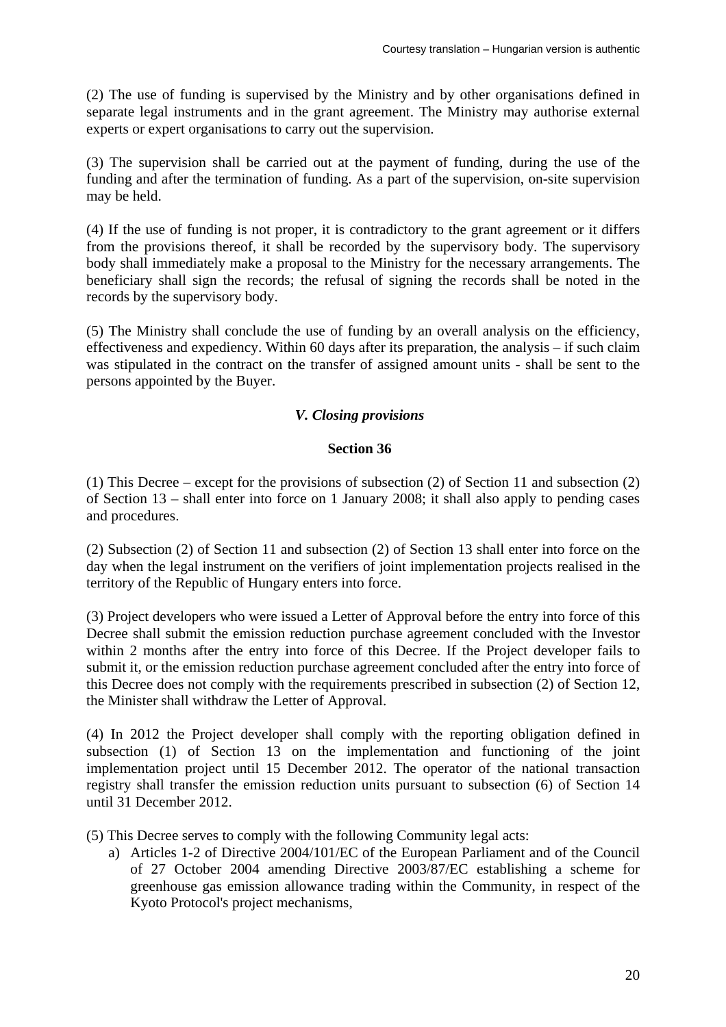(2) The use of funding is supervised by the Ministry and by other organisations defined in separate legal instruments and in the grant agreement. The Ministry may authorise external experts or expert organisations to carry out the supervision.

(3) The supervision shall be carried out at the payment of funding, during the use of the funding and after the termination of funding. As a part of the supervision, on-site supervision may be held.

(4) If the use of funding is not proper, it is contradictory to the grant agreement or it differs from the provisions thereof, it shall be recorded by the supervisory body. The supervisory body shall immediately make a proposal to the Ministry for the necessary arrangements. The beneficiary shall sign the records; the refusal of signing the records shall be noted in the records by the supervisory body.

(5) The Ministry shall conclude the use of funding by an overall analysis on the efficiency, effectiveness and expediency. Within 60 days after its preparation, the analysis – if such claim was stipulated in the contract on the transfer of assigned amount units - shall be sent to the persons appointed by the Buyer.

### *V. Closing provisions*

#### Section 36

(1) This Decree – except for the provisions of subsection (2) of Section 11 and subsection (2) of Section 13 – shall enter into force on 1 January 2008; it shall also apply to pending cases and procedures.

(2) Subsection (2) of Section 11 and subsection (2) of Section 13 shall enter into force on the day when the legal instrument on the verifiers of joint implementation projects realised in the territory of the Republic of Hungary enters into force.

(3) Project developers who were issued a Letter of Approval before the entry into force of this Decree shall submit the emission reduction purchase agreement concluded with the Investor within 2 months after the entry into force of this Decree. If the Project developer fails to submit it, or the emission reduction purchase agreement concluded after the entry into force of this Decree does not comply with the requirements prescribed in subsection (2) of Section 12, the Minister shall withdraw the Letter of Approval.

(4) In 2012 the Project developer shall comply with the reporting obligation defined in subsection (1) of Section 13 on the implementation and functioning of the joint implementation project until 15 December 2012. The operator of the national transaction registry shall transfer the emission reduction units pursuant to subsection (6) of Section 14 until 31 December 2012.

(5) This Decree serves to comply with the following Community legal acts:

a) Articles 1-2 of Directive 2004/101/EC of the European Parliament and of the Council of 27 October 2004 amending Directive 2003/87/EC establishing a scheme for greenhouse gas emission allowance trading within the Community, in respect of the Kyoto Protocol's project mechanisms,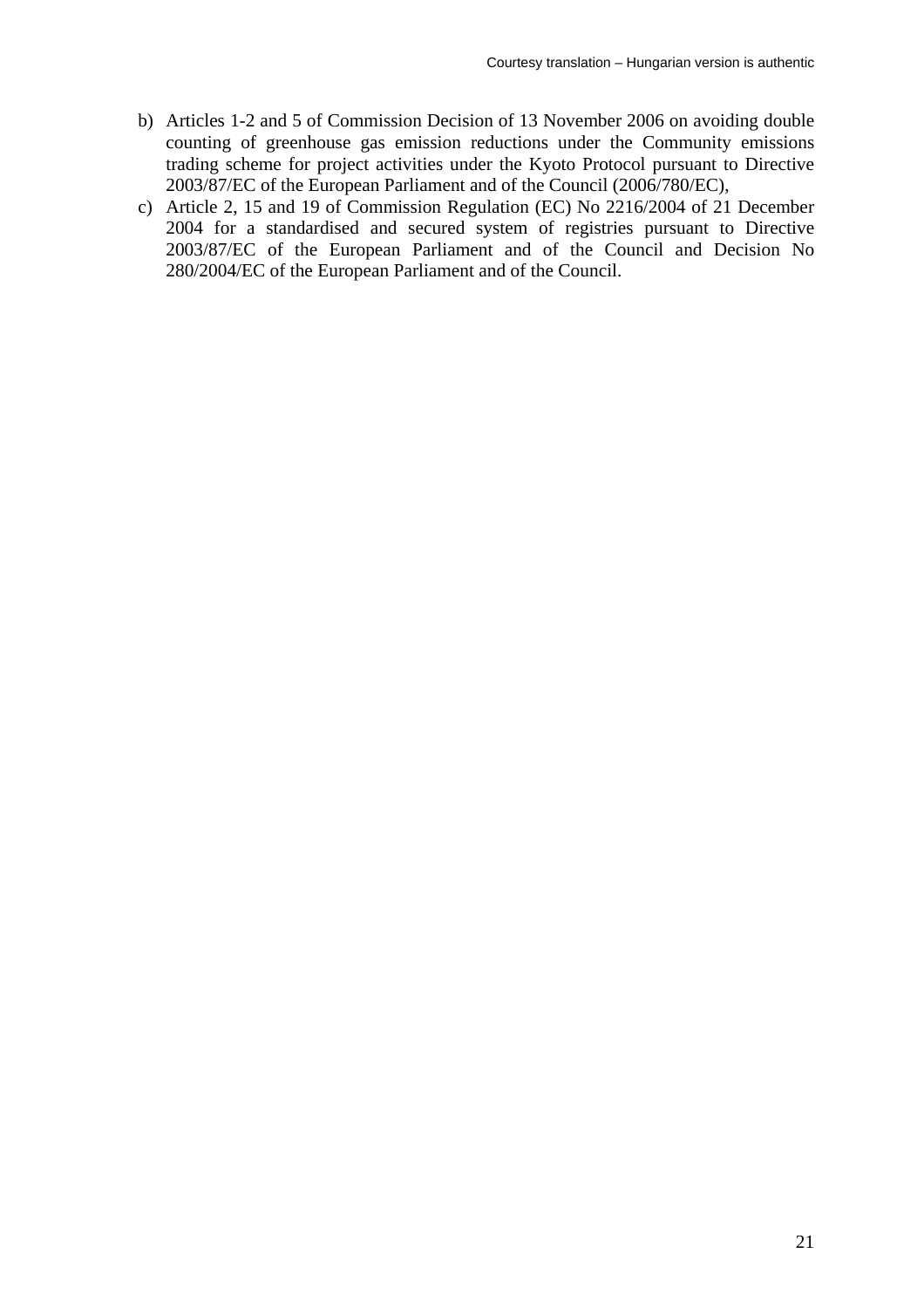b) Articles 1-2 and 5 of Commission Decision of 13 November 2006 on avoiding double counting of greenhouse gas emission reductions under the Community emissions trading scheme for project activities under the Kyoto Protocol pursuant to Directive 2003/87/EC of the European Parliament and of the Council (2006/780/EC),

c) Article 2, 15 and 19 of Commission Regulation (EC) No 2216/2004 of 21 December 2004 for a standardised and secured system of registries pursuant to Directive 2003/87/EC of the European Parliament and of the Council and Decision No 280/2004/EC of the European Parliament and of the Council.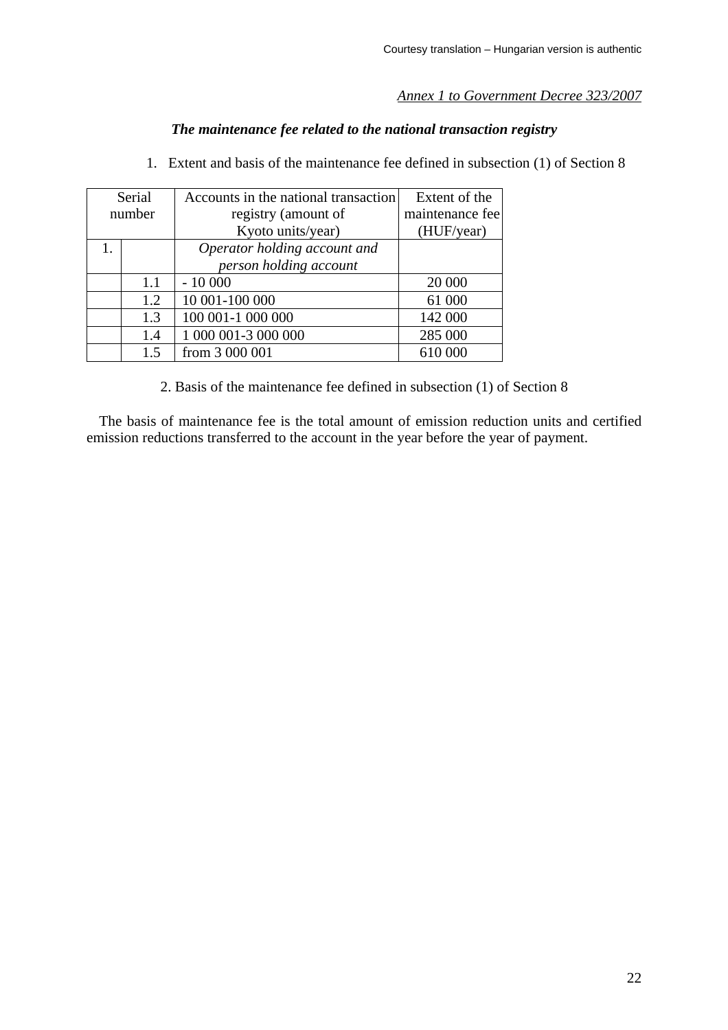*Annex 1 to Government Decree 323/2007*

***The maintenance fee related to the national transaction registry***

1. Extent and basis of the maintenance fee defined in subsection (1) of Section 8

| Serial number | | Accounts in the national transaction registry (amount of Kyoto units/year) | Extent of the maintenance fee (HUF/year) |
|---|---|---|---|
| 1. | | *Operator holding account and person holding account* | |
| | 1.1 | - 10 000 | 20 000 |
| | 1.2 | 10 001-100 000 | 61 000 |
| | 1.3 | 100 001-1 000 000 | 142 000 |
| | 1.4 | 1 000 001-3 000 000 | 285 000 |
| | 1.5 | from 3 000 001 | 610 000 |

2. Basis of the maintenance fee defined in subsection (1) of Section 8

The basis of maintenance fee is the total amount of emission reduction units and certified emission reductions transferred to the account in the year before the year of payment.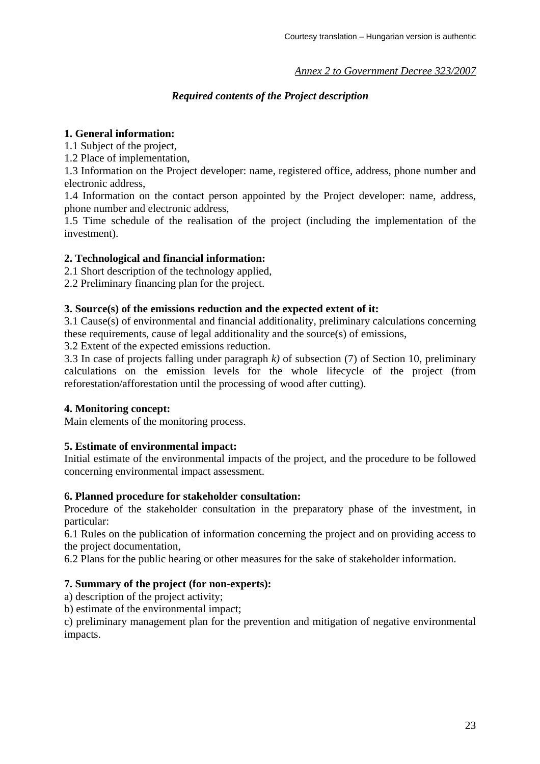*Annex 2 to Government Decree 323/2007*

## *Required contents of the Project description*

**1. General information:**

1.1 Subject of the project,

1.2 Place of implementation,

1.3 Information on the Project developer: name, registered office, address, phone number and electronic address,

1.4 Information on the contact person appointed by the Project developer: name, address, phone number and electronic address,

1.5 Time schedule of the realisation of the project (including the implementation of the investment).

**2. Technological and financial information:**

2.1 Short description of the technology applied,

2.2 Preliminary financing plan for the project.

**3. Source(s) of the emissions reduction and the expected extent of it:**

3.1 Cause(s) of environmental and financial additionality, preliminary calculations concerning these requirements, cause of legal additionality and the source(s) of emissions,

3.2 Extent of the expected emissions reduction.

3.3 In case of projects falling under paragraph *k)* of subsection (7) of Section 10, preliminary calculations on the emission levels for the whole lifecycle of the project (from reforestation/afforestation until the processing of wood after cutting).

**4. Monitoring concept:**

Main elements of the monitoring process.

**5. Estimate of environmental impact:**

Initial estimate of the environmental impacts of the project, and the procedure to be followed concerning environmental impact assessment.

**6. Planned procedure for stakeholder consultation:**

Procedure of the stakeholder consultation in the preparatory phase of the investment, in particular:

6.1 Rules on the publication of information concerning the project and on providing access to the project documentation,

6.2 Plans for the public hearing or other measures for the sake of stakeholder information.

**7. Summary of the project (for non-experts):**

a) description of the project activity;

b) estimate of the environmental impact;

c) preliminary management plan for the prevention and mitigation of negative environmental impacts.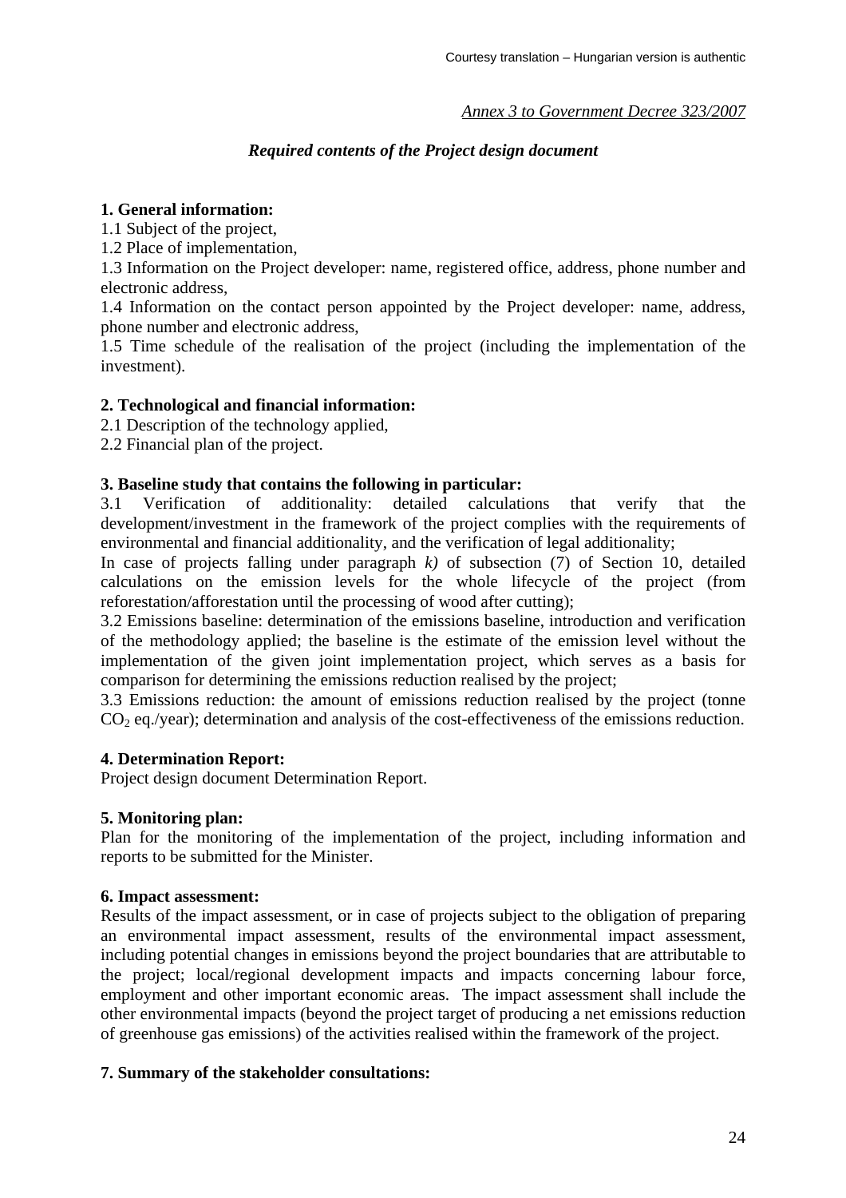*Annex 3 to Government Decree 323/2007*

### *Required contents of the Project design document*

**1. General information:**

1.1 Subject of the project,

1.2 Place of implementation,

1.3 Information on the Project developer: name, registered office, address, phone number and electronic address,

1.4 Information on the contact person appointed by the Project developer: name, address, phone number and electronic address,

1.5 Time schedule of the realisation of the project (including the implementation of the investment).

**2. Technological and financial information:**

2.1 Description of the technology applied,

2.2 Financial plan of the project.

**3. Baseline study that contains the following in particular:**

3.1 Verification of additionality: detailed calculations that verify that the development/investment in the framework of the project complies with the requirements of environmental and financial additionality, and the verification of legal additionality;

In case of projects falling under paragraph *k)* of subsection (7) of Section 10, detailed calculations on the emission levels for the whole lifecycle of the project (from reforestation/afforestation until the processing of wood after cutting);

3.2 Emissions baseline: determination of the emissions baseline, introduction and verification of the methodology applied; the baseline is the estimate of the emission level without the implementation of the given joint implementation project, which serves as a basis for comparison for determining the emissions reduction realised by the project;

3.3 Emissions reduction: the amount of emissions reduction realised by the project (tonne $CO_2$ eq./year); determination and analysis of the cost-effectiveness of the emissions reduction.

**4. Determination Report:**

Project design document Determination Report.

**5. Monitoring plan:**

Plan for the monitoring of the implementation of the project, including information and reports to be submitted for the Minister.

**6. Impact assessment:**

Results of the impact assessment, or in case of projects subject to the obligation of preparing an environmental impact assessment, results of the environmental impact assessment, including potential changes in emissions beyond the project boundaries that are attributable to the project; local/regional development impacts and impacts concerning labour force, employment and other important economic areas. The impact assessment shall include the other environmental impacts (beyond the project target of producing a net emissions reduction of greenhouse gas emissions) of the activities realised within the framework of the project.

**7. Summary of the stakeholder consultations:**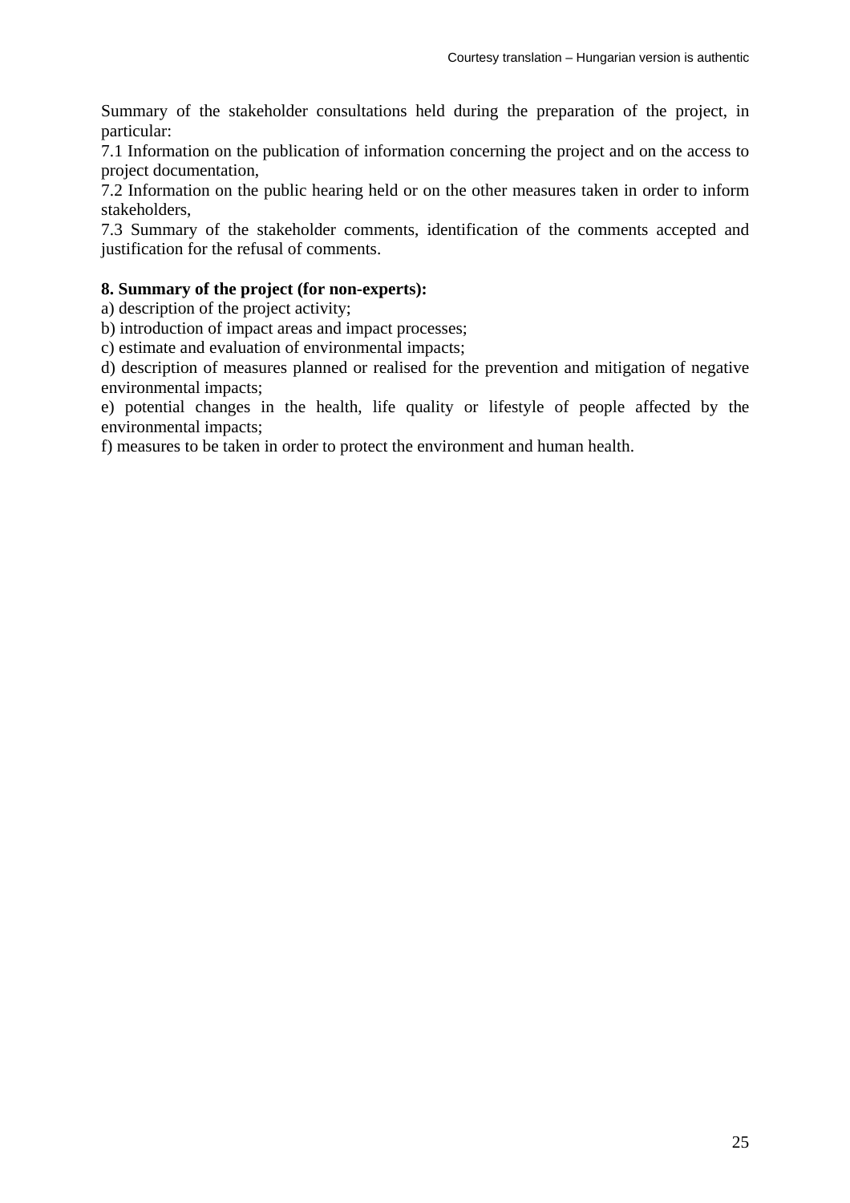Summary of the stakeholder consultations held during the preparation of the project, in particular:

7.1 Information on the publication of information concerning the project and on the access to project documentation,

7.2 Information on the public hearing held or on the other measures taken in order to inform stakeholders,

7.3 Summary of the stakeholder comments, identification of the comments accepted and justification for the refusal of comments.

**8. Summary of the project (for non-experts):**

a) description of the project activity;

b) introduction of impact areas and impact processes;

c) estimate and evaluation of environmental impacts;

d) description of measures planned or realised for the prevention and mitigation of negative environmental impacts;

e) potential changes in the health, life quality or lifestyle of people affected by the environmental impacts;

f) measures to be taken in order to protect the environment and human health.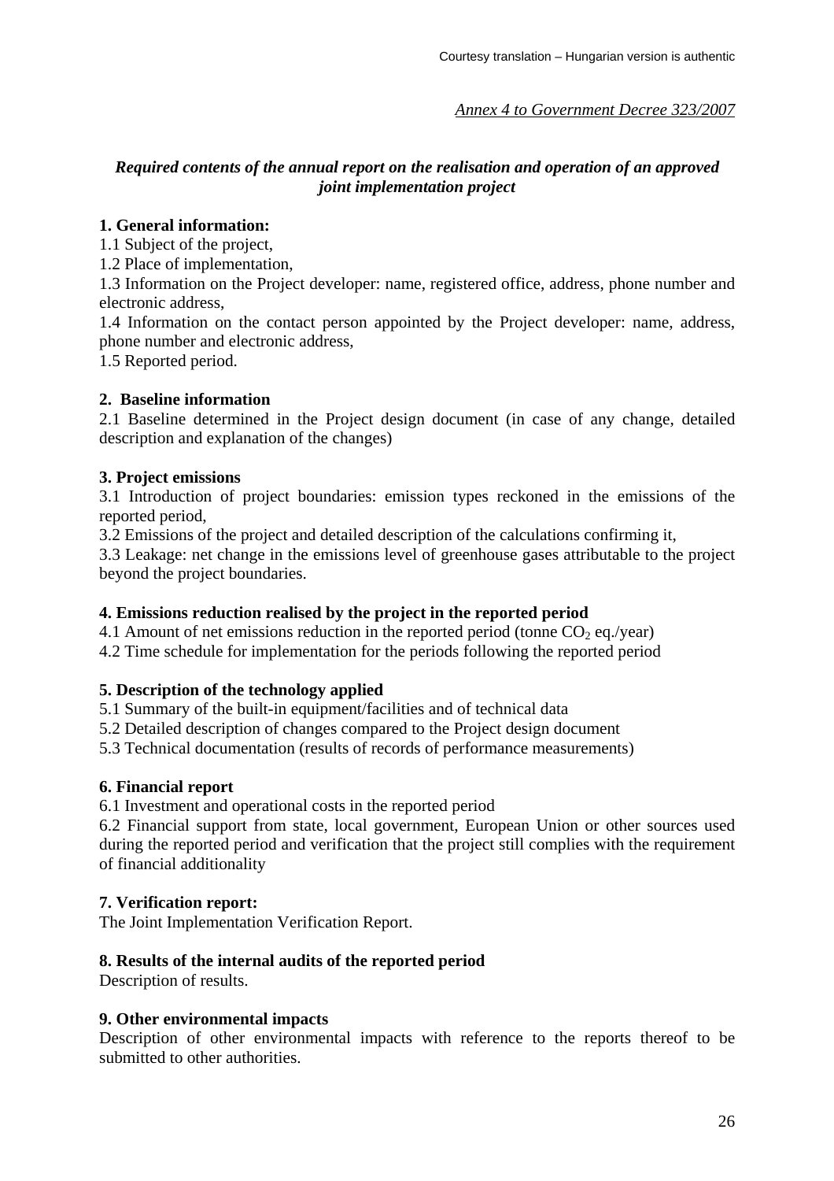*Annex 4 to Government Decree 323/2007*

### *Required contents of the annual report on the realisation and operation of an approved joint implementation project*

**1. General information:**

1.1 Subject of the project,

1.2 Place of implementation,

1.3 Information on the Project developer: name, registered office, address, phone number and electronic address,

1.4 Information on the contact person appointed by the Project developer: name, address, phone number and electronic address,

1.5 Reported period.

**2. Baseline information**

2.1 Baseline determined in the Project design document (in case of any change, detailed description and explanation of the changes)

**3. Project emissions**

3.1 Introduction of project boundaries: emission types reckoned in the emissions of the reported period,

3.2 Emissions of the project and detailed description of the calculations confirming it,

3.3 Leakage: net change in the emissions level of greenhouse gases attributable to the project beyond the project boundaries.

**4. Emissions reduction realised by the project in the reported period**

4.1 Amount of net emissions reduction in the reported period (tonne $CO_2$ eq./year)

4.2 Time schedule for implementation for the periods following the reported period

**5. Description of the technology applied**

5.1 Summary of the built-in equipment/facilities and of technical data

5.2 Detailed description of changes compared to the Project design document

5.3 Technical documentation (results of records of performance measurements)

**6. Financial report**

6.1 Investment and operational costs in the reported period

6.2 Financial support from state, local government, European Union or other sources used during the reported period and verification that the project still complies with the requirement of financial additionality

**7. Verification report:**

The Joint Implementation Verification Report.

**8. Results of the internal audits of the reported period**

Description of results.

**9. Other environmental impacts**

Description of other environmental impacts with reference to the reports thereof to be submitted to other authorities.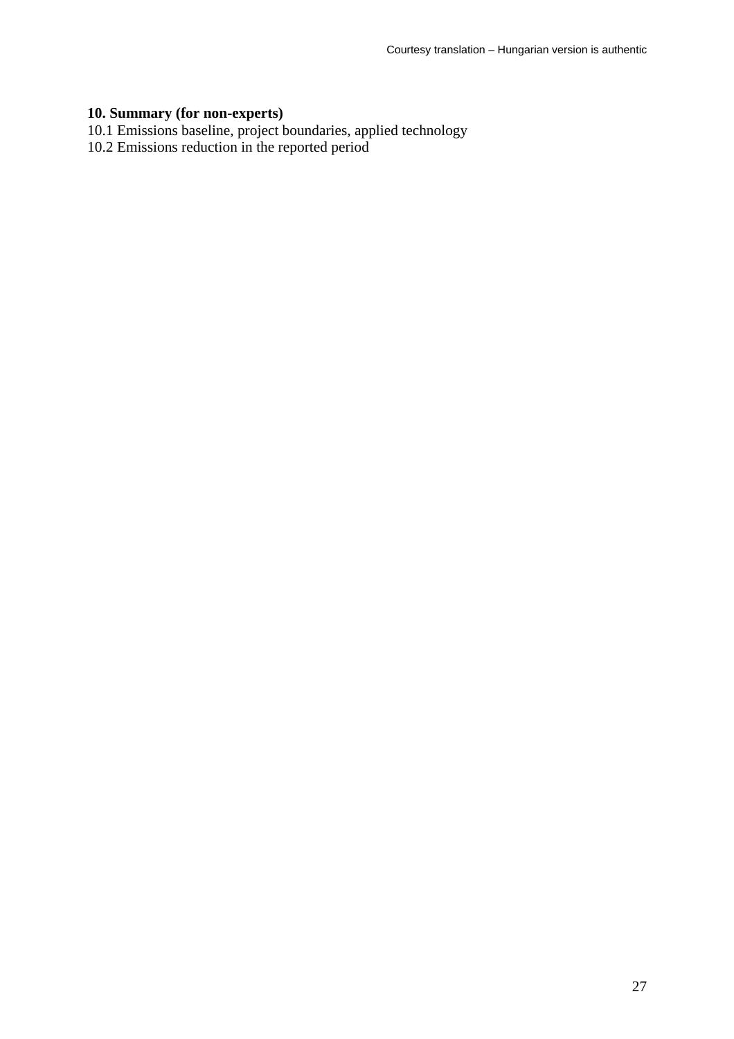**10. Summary (for non-experts)**

10.1 Emissions baseline, project boundaries, applied technology

10.2 Emissions reduction in the reported period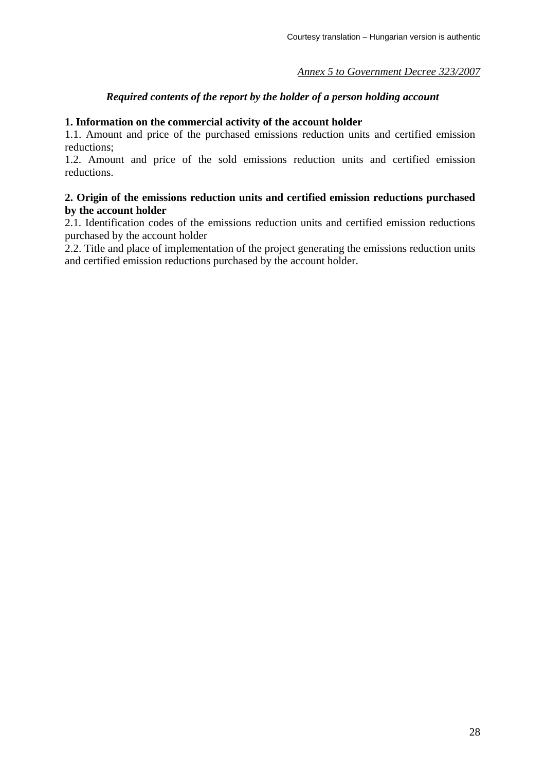*Annex 5 to Government Decree 323/2007*

***Required contents of the report by the holder of a person holding account***

**1. Information on the commercial activity of the account holder**

1.1. Amount and price of the purchased emissions reduction units and certified emission reductions;

1.2. Amount and price of the sold emissions reduction units and certified emission reductions.

**2. Origin of the emissions reduction units and certified emission reductions purchased by the account holder**

2.1. Identification codes of the emissions reduction units and certified emission reductions purchased by the account holder

2.2. Title and place of implementation of the project generating the emissions reduction units and certified emission reductions purchased by the account holder.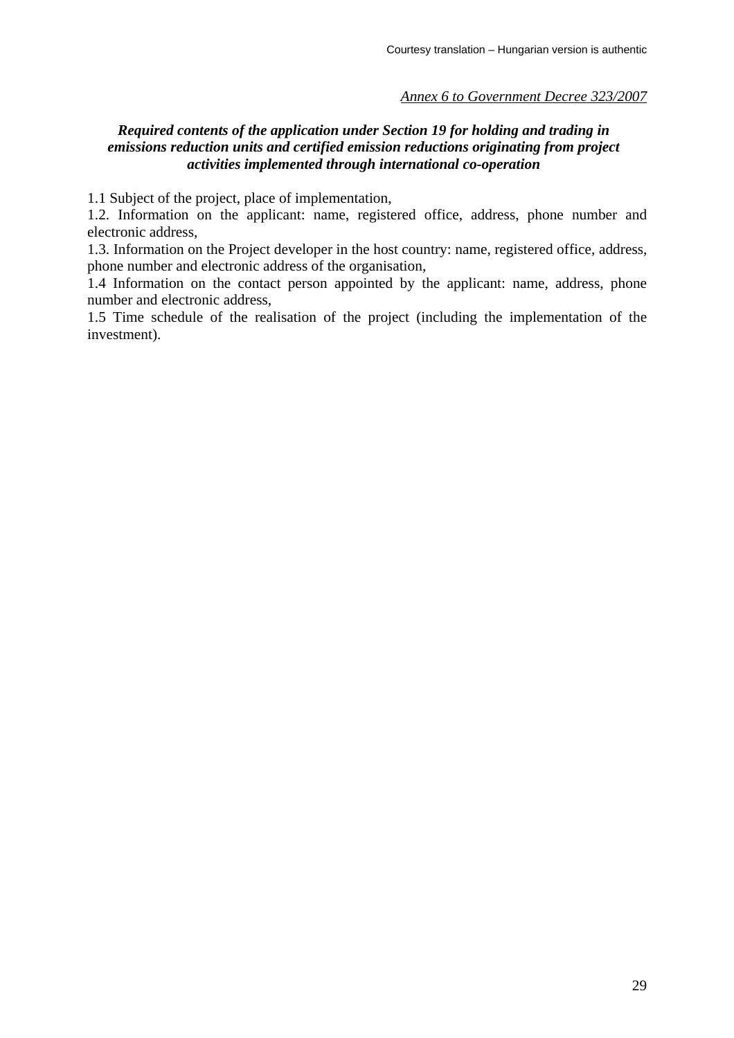*Annex 6 to Government Decree 323/2007*

***Required contents of the application under Section 19 for holding and trading in emissions reduction units and certified emission reductions originating from project activities implemented through international co-operation***

1.1 Subject of the project, place of implementation,

1.2. Information on the applicant: name, registered office, address, phone number and electronic address,

1.3. Information on the Project developer in the host country: name, registered office, address, phone number and electronic address of the organisation,

1.4 Information on the contact person appointed by the applicant: name, address, phone number and electronic address,

1.5 Time schedule of the realisation of the project (including the implementation of the investment).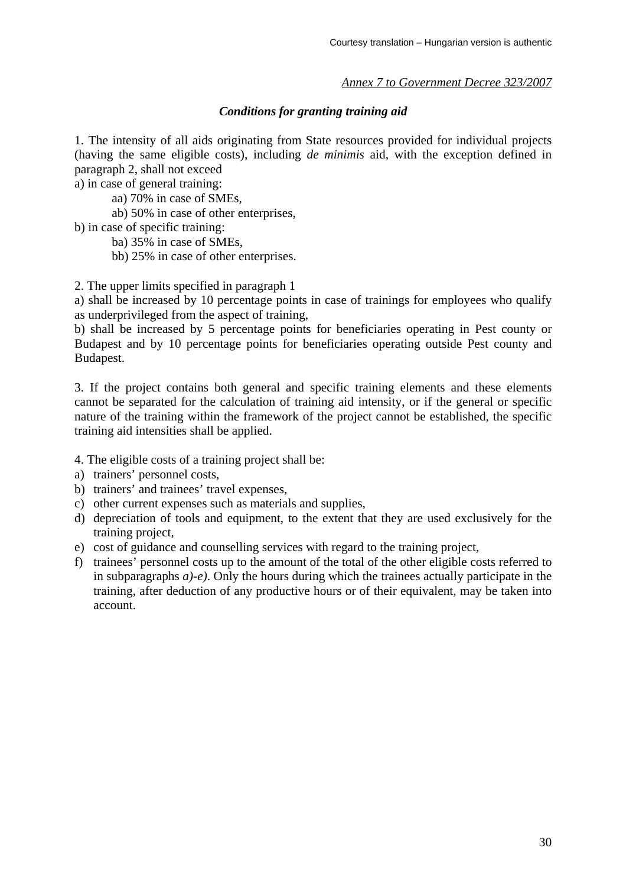*Annex 7 to Government Decree 323/2007*

## *Conditions for granting training aid*

1. The intensity of all aids originating from State resources provided for individual projects (having the same eligible costs), including *de minimis* aid, with the exception defined in paragraph 2, shall not exceed

a) in case of general training:

aa) 70% in case of SMEs,

ab) 50% in case of other enterprises,

b) in case of specific training:

ba) 35% in case of SMEs,

bb) 25% in case of other enterprises.

2. The upper limits specified in paragraph 1

a) shall be increased by 10 percentage points in case of trainings for employees who qualify as underprivileged from the aspect of training,

b) shall be increased by 5 percentage points for beneficiaries operating in Pest county or Budapest and by 10 percentage points for beneficiaries operating outside Pest county and Budapest.

3. If the project contains both general and specific training elements and these elements cannot be separated for the calculation of training aid intensity, or if the general or specific nature of the training within the framework of the project cannot be established, the specific training aid intensities shall be applied.

4. The eligible costs of a training project shall be:

a) trainers' personnel costs,
b) trainers' and trainees' travel expenses,
c) other current expenses such as materials and supplies,
d) depreciation of tools and equipment, to the extent that they are used exclusively for the training project,
e) cost of guidance and counselling services with regard to the training project,
f) trainees' personnel costs up to the amount of the total of the other eligible costs referred to in subparagraphs *a)-e)*. Only the hours during which the trainees actually participate in the training, after deduction of any productive hours or of their equivalent, may be taken into account.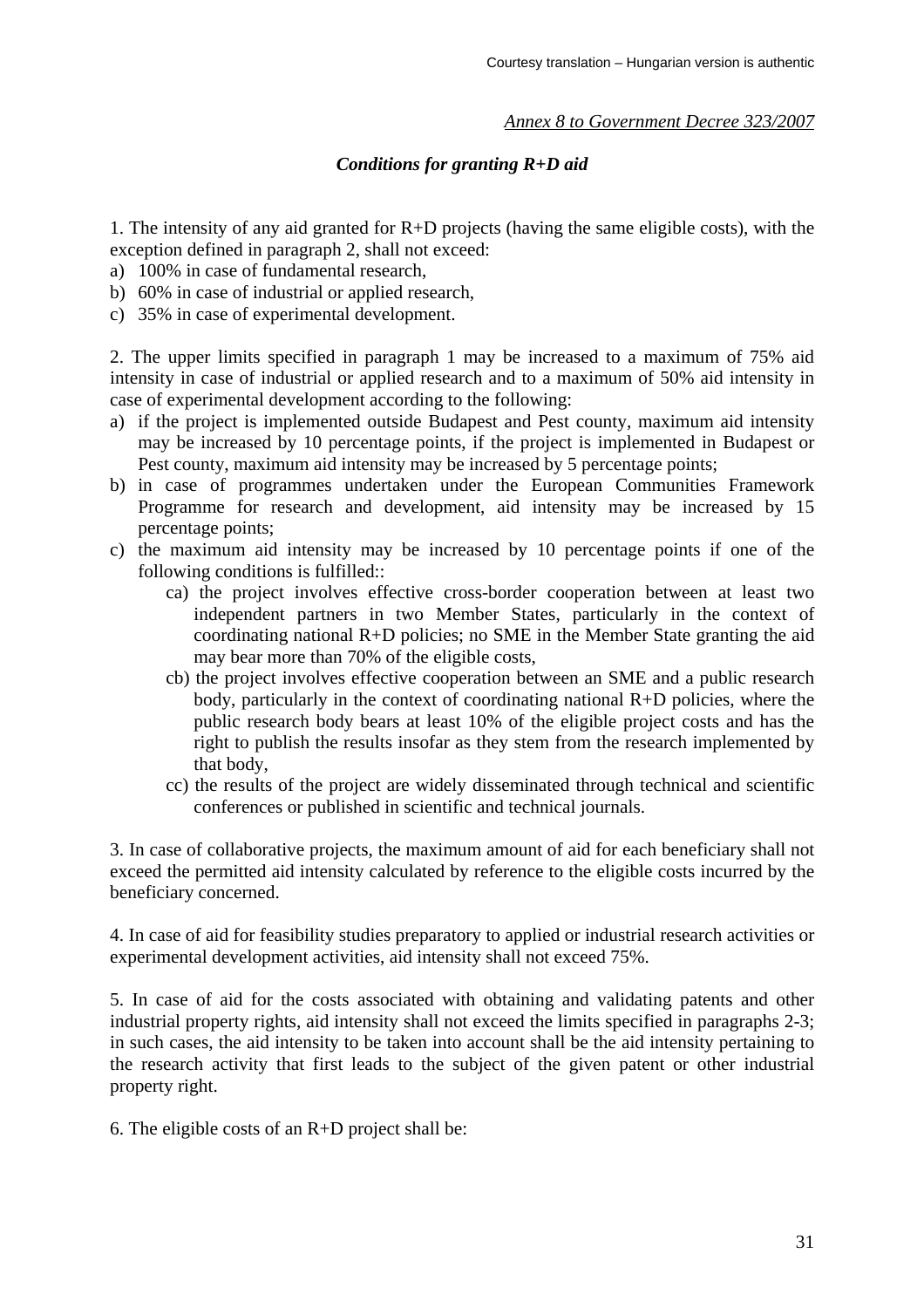*Annex 8 to Government Decree 323/2007*

## *Conditions for granting R+D aid*

1. The intensity of any aid granted for R+D projects (having the same eligible costs), with the exception defined in paragraph 2, shall not exceed:

a) 100% in case of fundamental research,
b) 60% in case of industrial or applied research,
c) 35% in case of experimental development.

2. The upper limits specified in paragraph 1 may be increased to a maximum of 75% aid intensity in case of industrial or applied research and to a maximum of 50% aid intensity in case of experimental development according to the following:

a) if the project is implemented outside Budapest and Pest county, maximum aid intensity may be increased by 10 percentage points, if the project is implemented in Budapest or Pest county, maximum aid intensity may be increased by 5 percentage points;
b) in case of programmes undertaken under the European Communities Framework Programme for research and development, aid intensity may be increased by 15 percentage points;
c) the maximum aid intensity may be increased by 10 percentage points if one of the following conditions is fulfilled::
    - ca) the project involves effective cross-border cooperation between at least two independent partners in two Member States, particularly in the context of coordinating national R+D policies; no SME in the Member State granting the aid may bear more than 70% of the eligible costs,
    - cb) the project involves effective cooperation between an SME and a public research body, particularly in the context of coordinating national R+D policies, where the public research body bears at least 10% of the eligible project costs and has the right to publish the results insofar as they stem from the research implemented by that body,
    - cc) the results of the project are widely disseminated through technical and scientific conferences or published in scientific and technical journals.

3. In case of collaborative projects, the maximum amount of aid for each beneficiary shall not exceed the permitted aid intensity calculated by reference to the eligible costs incurred by the beneficiary concerned.

4. In case of aid for feasibility studies preparatory to applied or industrial research activities or experimental development activities, aid intensity shall not exceed 75%.

5. In case of aid for the costs associated with obtaining and validating patents and other industrial property rights, aid intensity shall not exceed the limits specified in paragraphs 2-3; in such cases, the aid intensity to be taken into account shall be the aid intensity pertaining to the research activity that first leads to the subject of the given patent or other industrial property right.

6. The eligible costs of an R+D project shall be: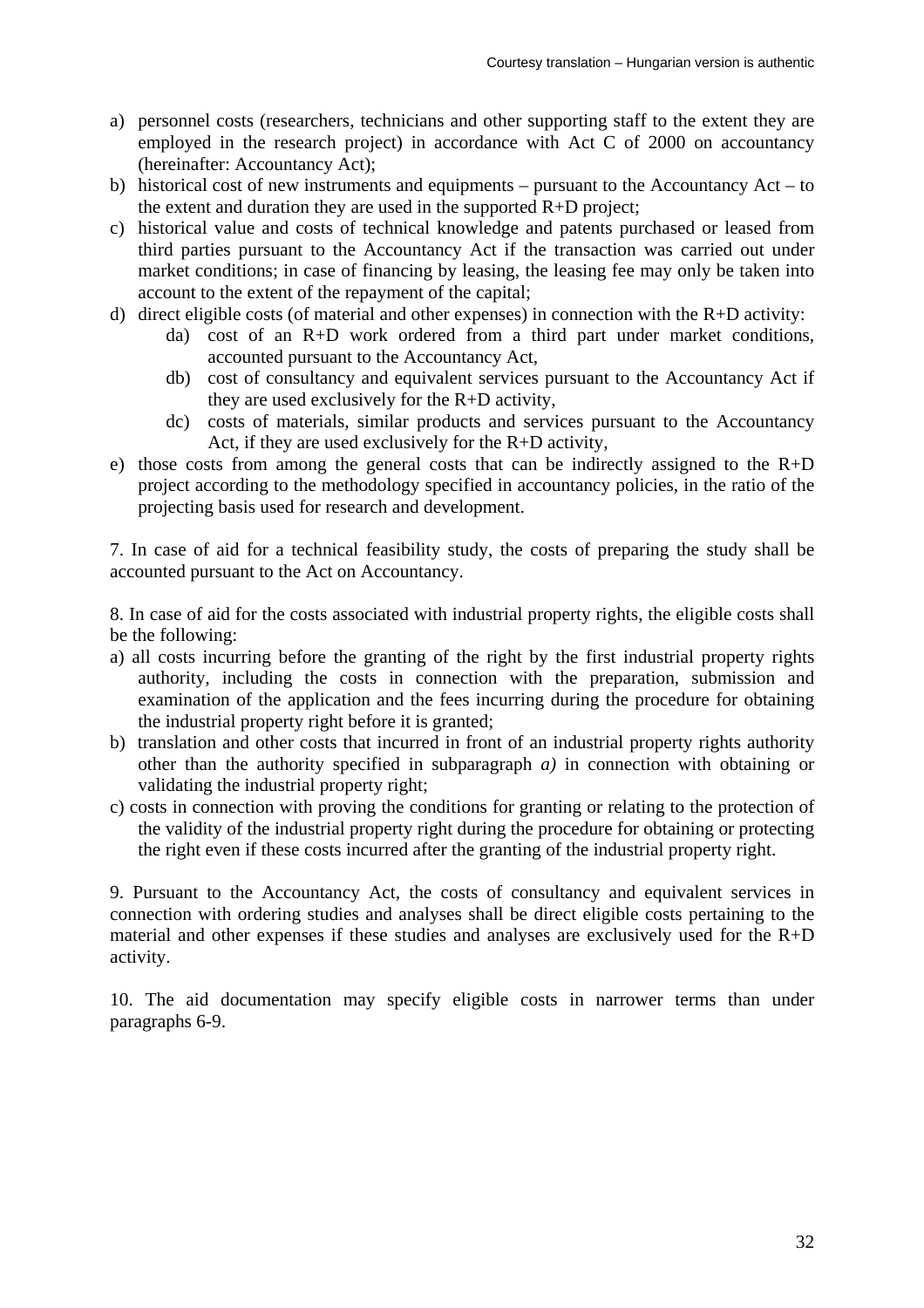a) personnel costs (researchers, technicians and other supporting staff to the extent they are employed in the research project) in accordance with Act C of 2000 on accountancy (hereinafter: Accountancy Act);
b) historical cost of new instruments and equipments – pursuant to the Accountancy Act – to the extent and duration they are used in the supported R+D project;
c) historical value and costs of technical knowledge and patents purchased or leased from third parties pursuant to the Accountancy Act if the transaction was carried out under market conditions; in case of financing by leasing, the leasing fee may only be taken into account to the extent of the repayment of the capital;
d) direct eligible costs (of material and other expenses) in connection with the R+D activity:
    da) cost of an R+D work ordered from a third part under market conditions, accounted pursuant to the Accountancy Act,
    db) cost of consultancy and equivalent services pursuant to the Accountancy Act if they are used exclusively for the R+D activity,
    dc) costs of materials, similar products and services pursuant to the Accountancy Act, if they are used exclusively for the R+D activity,
e) those costs from among the general costs that can be indirectly assigned to the R+D project according to the methodology specified in accountancy policies, in the ratio of the projecting basis used for research and development.

7. In case of aid for a technical feasibility study, the costs of preparing the study shall be accounted pursuant to the Act on Accountancy.

8. In case of aid for the costs associated with industrial property rights, the eligible costs shall be the following:
a) all costs incurring before the granting of the right by the first industrial property rights authority, including the costs in connection with the preparation, submission and examination of the application and the fees incurring during the procedure for obtaining the industrial property right before it is granted;
b) translation and other costs that incurred in front of an industrial property rights authority other than the authority specified in subparagraph *a)* in connection with obtaining or validating the industrial property right;
c) costs in connection with proving the conditions for granting or relating to the protection of the validity of the industrial property right during the procedure for obtaining or protecting the right even if these costs incurred after the granting of the industrial property right.

9. Pursuant to the Accountancy Act, the costs of consultancy and equivalent services in connection with ordering studies and analyses shall be direct eligible costs pertaining to the material and other expenses if these studies and analyses are exclusively used for the R+D activity.

10. The aid documentation may specify eligible costs in narrower terms than under paragraphs 6-9.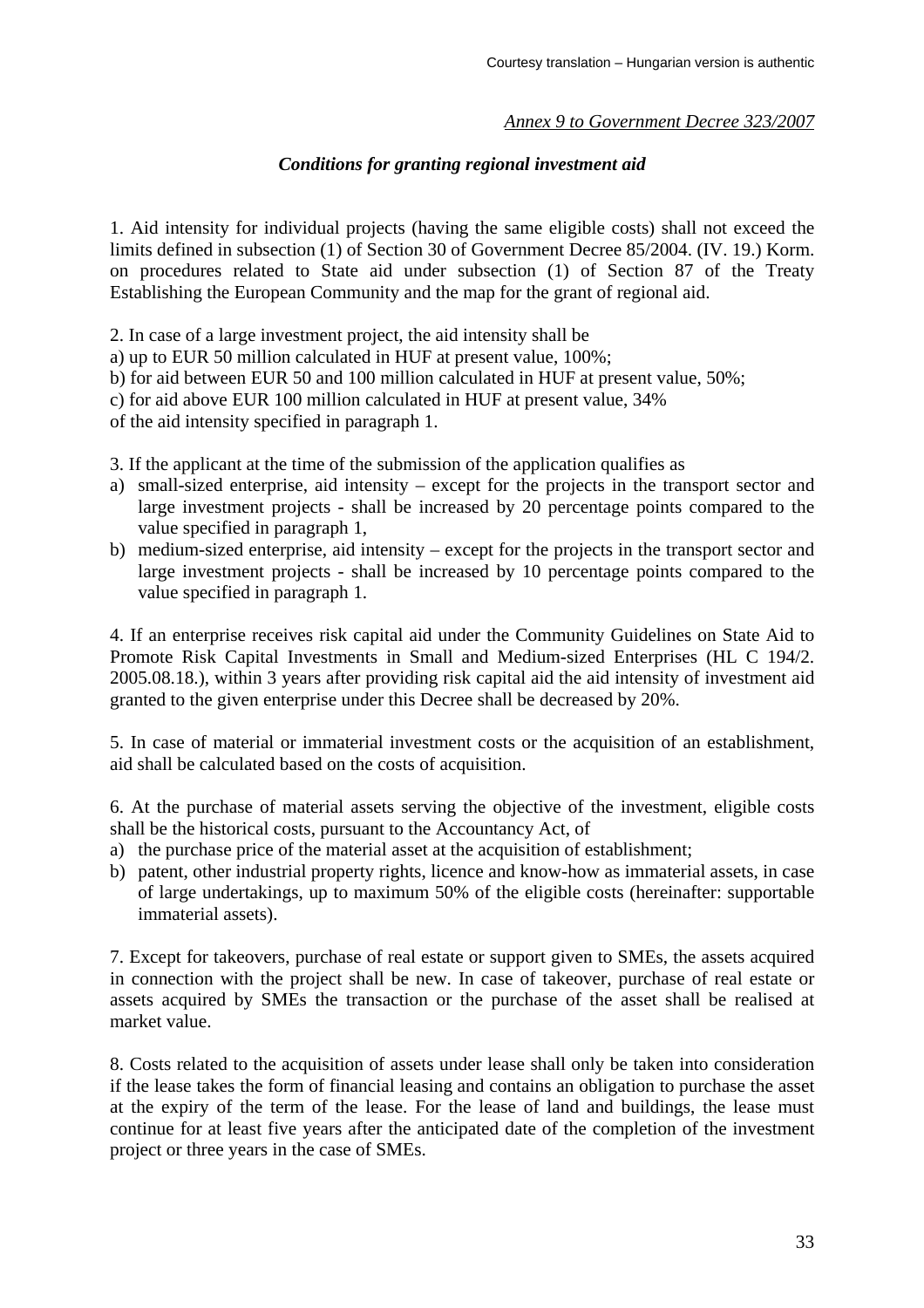*Annex 9 to Government Decree 323/2007*

### *Conditions for granting regional investment aid*

1. Aid intensity for individual projects (having the same eligible costs) shall not exceed the limits defined in subsection (1) of Section 30 of Government Decree 85/2004. (IV. 19.) Korm. on procedures related to State aid under subsection (1) of Section 87 of the Treaty Establishing the European Community and the map for the grant of regional aid.

2. In case of a large investment project, the aid intensity shall be
a) up to EUR 50 million calculated in HUF at present value, 100%;
b) for aid between EUR 50 and 100 million calculated in HUF at present value, 50%;
c) for aid above EUR 100 million calculated in HUF at present value, 34%
of the aid intensity specified in paragraph 1.

3. If the applicant at the time of the submission of the application qualifies as

a) small-sized enterprise, aid intensity – except for the projects in the transport sector and large investment projects - shall be increased by 20 percentage points compared to the value specified in paragraph 1,
b) medium-sized enterprise, aid intensity – except for the projects in the transport sector and large investment projects - shall be increased by 10 percentage points compared to the value specified in paragraph 1.

4. If an enterprise receives risk capital aid under the Community Guidelines on State Aid to Promote Risk Capital Investments in Small and Medium-sized Enterprises (HL C 194/2. 2005.08.18.), within 3 years after providing risk capital aid the aid intensity of investment aid granted to the given enterprise under this Decree shall be decreased by 20%.

5. In case of material or immaterial investment costs or the acquisition of an establishment, aid shall be calculated based on the costs of acquisition.

6. At the purchase of material assets serving the objective of the investment, eligible costs shall be the historical costs, pursuant to the Accountancy Act, of

a) the purchase price of the material asset at the acquisition of establishment;
b) patent, other industrial property rights, licence and know-how as immaterial assets, in case of large undertakings, up to maximum 50% of the eligible costs (hereinafter: supportable immaterial assets).

7. Except for takeovers, purchase of real estate or support given to SMEs, the assets acquired in connection with the project shall be new. In case of takeover, purchase of real estate or assets acquired by SMEs the transaction or the purchase of the asset shall be realised at market value.

8. Costs related to the acquisition of assets under lease shall only be taken into consideration if the lease takes the form of financial leasing and contains an obligation to purchase the asset at the expiry of the term of the lease. For the lease of land and buildings, the lease must continue for at least five years after the anticipated date of the completion of the investment project or three years in the case of SMEs.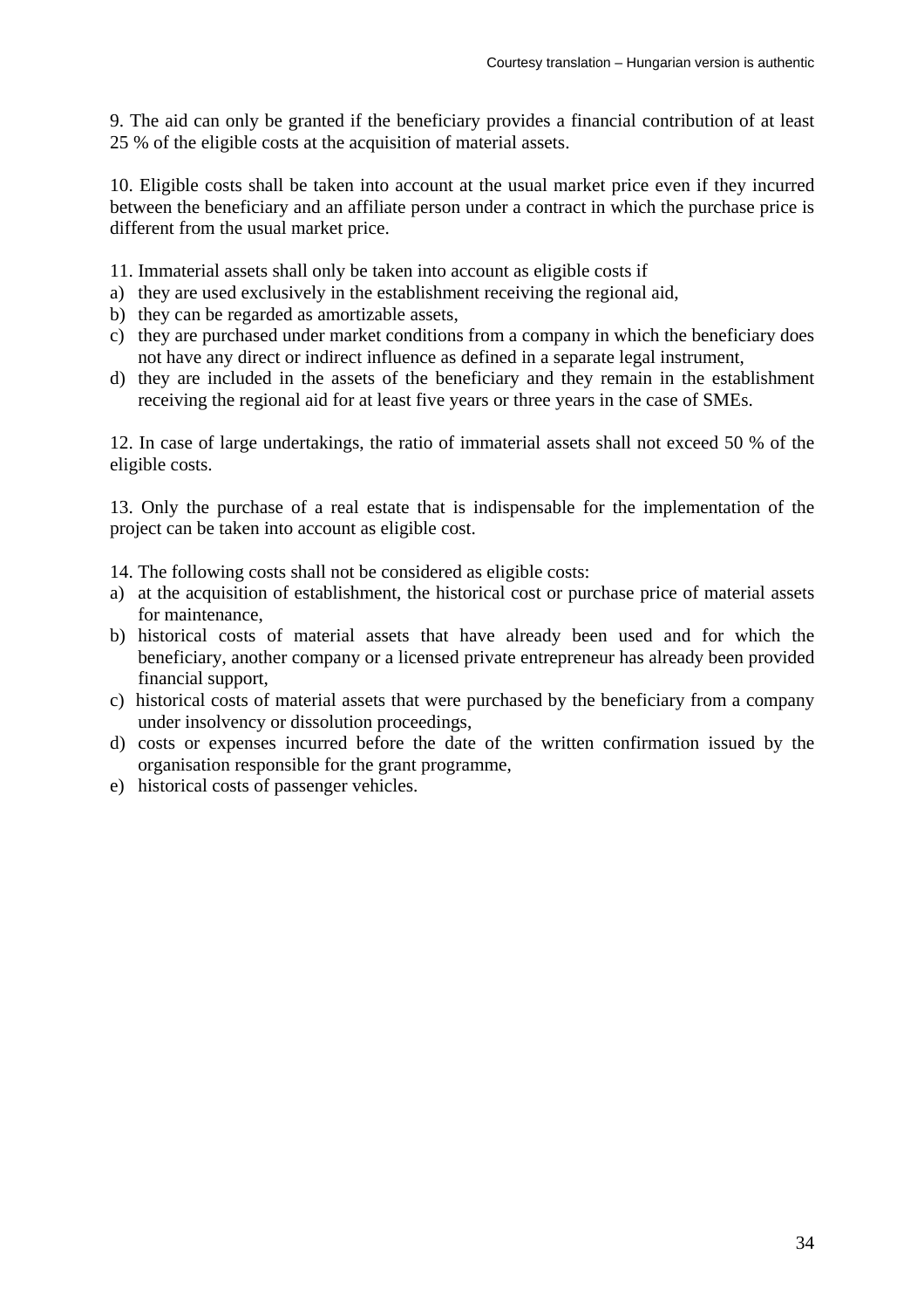9. The aid can only be granted if the beneficiary provides a financial contribution of at least 25 % of the eligible costs at the acquisition of material assets.

10. Eligible costs shall be taken into account at the usual market price even if they incurred between the beneficiary and an affiliate person under a contract in which the purchase price is different from the usual market price.

11. Immaterial assets shall only be taken into account as eligible costs if

a) they are used exclusively in the establishment receiving the regional aid,
b) they can be regarded as amortizable assets,
c) they are purchased under market conditions from a company in which the beneficiary does not have any direct or indirect influence as defined in a separate legal instrument,
d) they are included in the assets of the beneficiary and they remain in the establishment receiving the regional aid for at least five years or three years in the case of SMEs.

12. In case of large undertakings, the ratio of immaterial assets shall not exceed 50 % of the eligible costs.

13. Only the purchase of a real estate that is indispensable for the implementation of the project can be taken into account as eligible cost.

14. The following costs shall not be considered as eligible costs:

a) at the acquisition of establishment, the historical cost or purchase price of material assets for maintenance,
b) historical costs of material assets that have already been used and for which the beneficiary, another company or a licensed private entrepreneur has already been provided financial support,
c) historical costs of material assets that were purchased by the beneficiary from a company under insolvency or dissolution proceedings,
d) costs or expenses incurred before the date of the written confirmation issued by the organisation responsible for the grant programme,
e) historical costs of passenger vehicles.